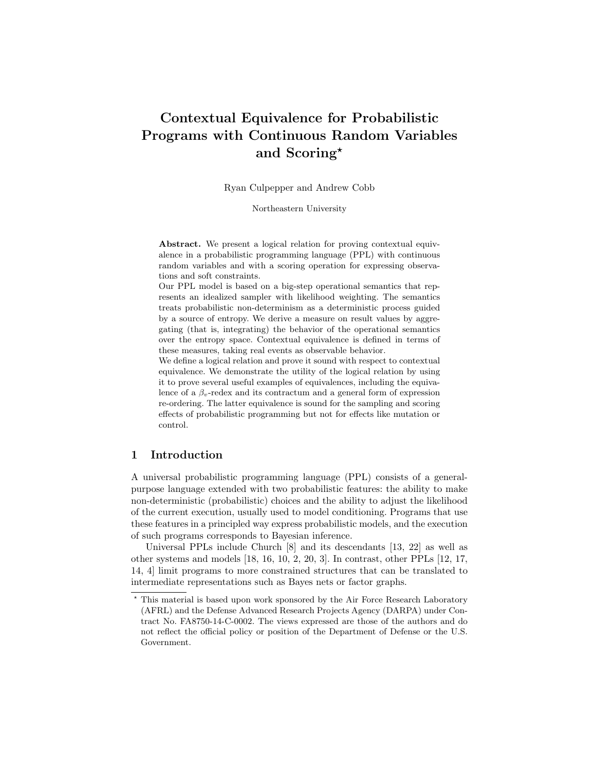# Contextual Equivalence for Probabilistic Programs with Continuous Random Variables and Scoring*

Ryan Culpepper and Andrew Cobb

Northeastern University

**Abstract.** We present a logical relation for proving contextual equivalence in a probabilistic programming language (PPL) with continuous random variables and with a scoring operation for expressing observations and soft constraints.

Our PPL model is based on a big-step operational semantics that represents an idealized sampler with likelihood weighting. The semantics treats probabilistic non-determinism as a deterministic process guided by a source of entropy. We derive a measure on result values by aggregating (that is, integrating) the behavior of the operational semantics over the entropy space. Contextual equivalence is defined in terms of these measures, taking real events as observable behavior.

We define a logical relation and prove it sound with respect to contextual equivalence. We demonstrate the utility of the logical relation by using it to prove several useful examples of equivalences, including the equivalence of a $\beta_v$-redex and its contractum and a general form of expression re-ordering. The latter equivalence is sound for the sampling and scoring effects of probabilistic programming but not for effects like mutation or control.

## 1 Introduction

A universal probabilistic programming language (PPL) consists of a general-purpose language extended with two probabilistic features: the ability to make non-deterministic (probabilistic) choices and the ability to adjust the likelihood of the current execution, usually used to model conditioning. Programs that use these features in a principled way express probabilistic models, and the execution of such programs corresponds to Bayesian inference.

Universal PPLs include Church [8] and its descendants [13, 22] as well as other systems and models [18, 16, 10, 2, 20, 3]. In contrast, other PPLs [12, 17, 14, 4] limit programs to more constrained structures that can be translated to intermediate representations such as Bayes nets or factor graphs.

* This material is based upon work sponsored by the Air Force Research Laboratory (AFRL) and the Defense Advanced Research Projects Agency (DARPA) under Contract No. FA8750-14-C-0002. The views expressed are those of the authors and do not reflect the official policy or position of the Department of Defense or the U.S. Government.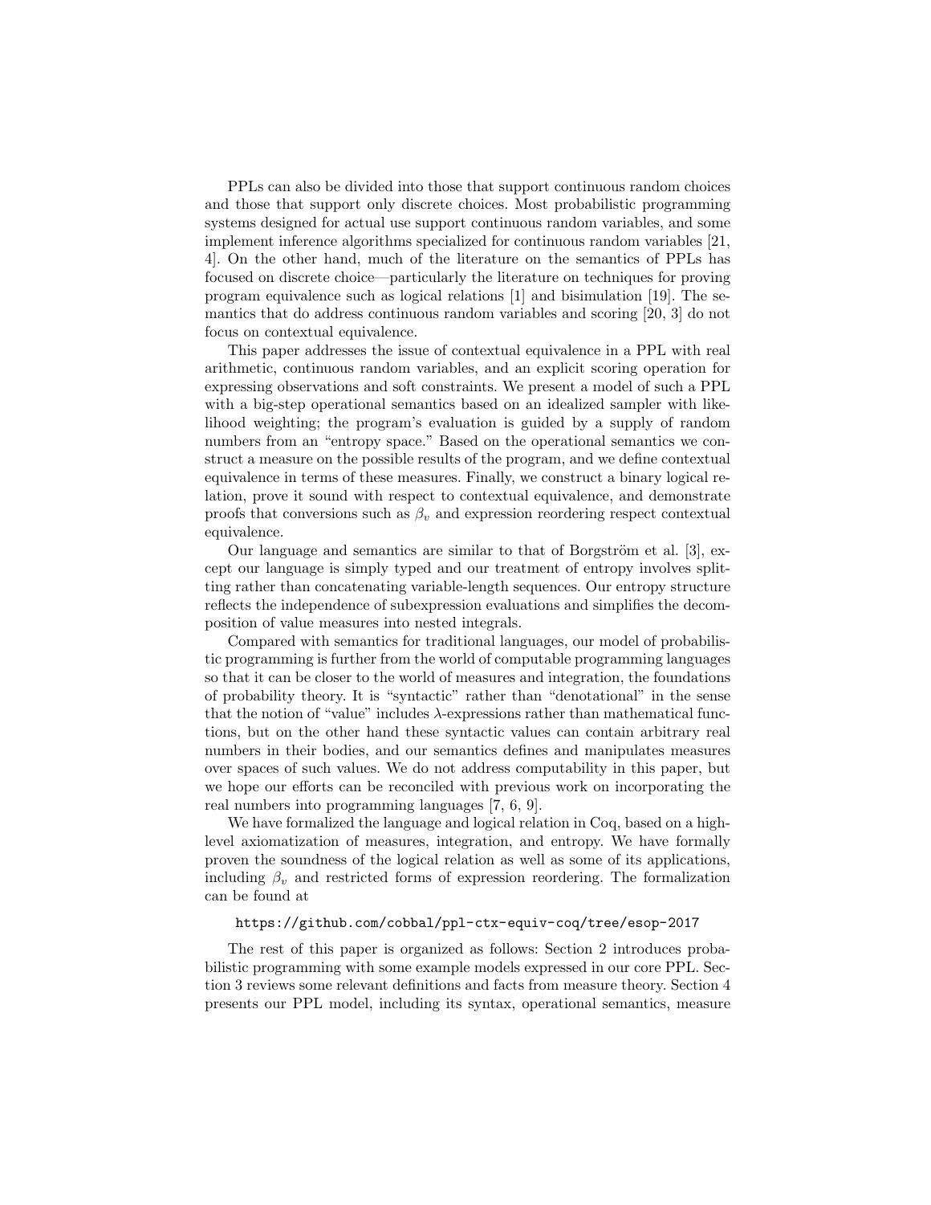PPLs can also be divided into those that support continuous random choices and those that support only discrete choices. Most probabilistic programming systems designed for actual use support continuous random variables, and some implement inference algorithms specialized for continuous random variables [21, 4]. On the other hand, much of the literature on the semantics of PPLs has focused on discrete choice—particularly the literature on techniques for proving program equivalence such as logical relations [1] and bisimulation [19]. The semantics that do address continuous random variables and scoring [20, 3] do not focus on contextual equivalence.

This paper addresses the issue of contextual equivalence in a PPL with real arithmetic, continuous random variables, and an explicit scoring operation for expressing observations and soft constraints. We present a model of such a PPL with a big-step operational semantics based on an idealized sampler with likelihood weighting; the program's evaluation is guided by a supply of random numbers from an "entropy space." Based on the operational semantics we construct a measure on the possible results of the program, and we define contextual equivalence in terms of these measures. Finally, we construct a binary logical relation, prove it sound with respect to contextual equivalence, and demonstrate proofs that conversions such as $\beta_v$ and expression reordering respect contextual equivalence.

Our language and semantics are similar to that of Borgström et al. [3], except our language is simply typed and our treatment of entropy involves splitting rather than concatenating variable-length sequences. Our entropy structure reflects the independence of subexpression evaluations and simplifies the decomposition of value measures into nested integrals.

Compared with semantics for traditional languages, our model of probabilistic programming is further from the world of computable programming languages so that it can be closer to the world of measures and integration, the foundations of probability theory. It is "syntactic" rather than "denotational" in the sense that the notion of "value" includes $\lambda$-expressions rather than mathematical functions, but on the other hand these syntactic values can contain arbitrary real numbers in their bodies, and our semantics defines and manipulates measures over spaces of such values. We do not address computability in this paper, but we hope our efforts can be reconciled with previous work on incorporating the real numbers into programming languages [7, 6, 9].

We have formalized the language and logical relation in Coq, based on a high-level axiomatization of measures, integration, and entropy. We have formally proven the soundness of the logical relation as well as some of its applications, including $\beta_v$ and restricted forms of expression reordering. The formalization can be found at

https://github.com/cobbal/ppl-ctx-equiv-coq/tree/esop-2017

The rest of this paper is organized as follows: Section 2 introduces probabilistic programming with some example models expressed in our core PPL. Section 3 reviews some relevant definitions and facts from measure theory. Section 4 presents our PPL model, including its syntax, operational semantics, measure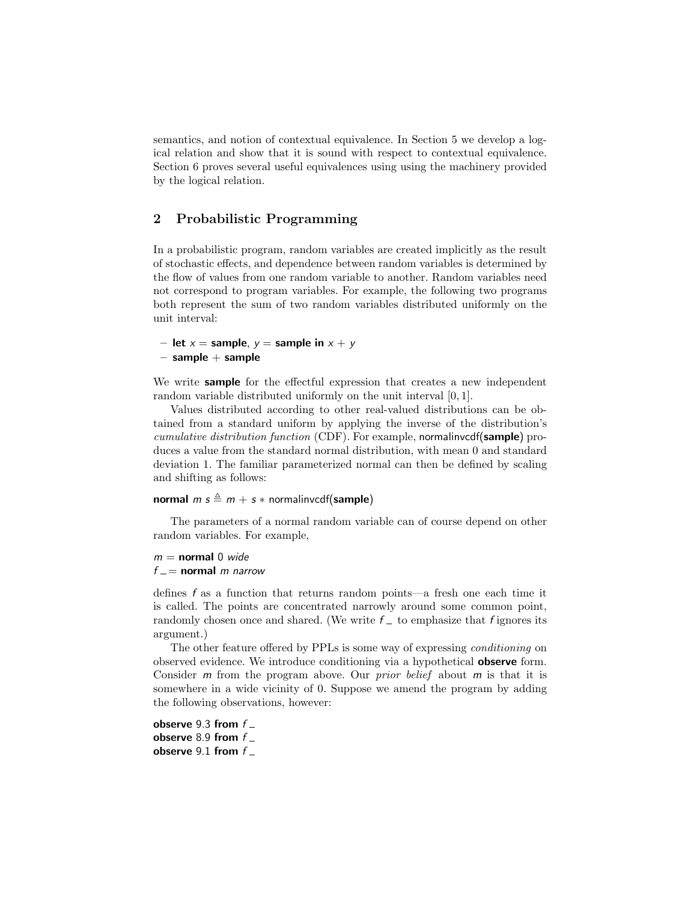semantics, and notion of contextual equivalence. In Section 5 we develop a logical relation and show that it is sound with respect to contextual equivalence. Section 6 proves several useful equivalences using using the machinery provided by the logical relation.

## 2 Probabilistic Programming

In a probabilistic program, random variables are created implicitly as the result of stochastic effects, and dependence between random variables is determined by the flow of values from one random variable to another. Random variables need not correspond to program variables. For example, the following two programs both represent the sum of two random variables distributed uniformly on the unit interval:

- **let** $x$ = **sample**, $y$ = **sample in** $x + y$
- **sample** + **sample**

We write **sample** for the effectful expression that creates a new independent random variable distributed uniformly on the unit interval $[0, 1]$.

Values distributed according to other real-valued distributions can be obtained from a standard uniform by applying the inverse of the distribution's *cumulative distribution function* (CDF). For example, normalinvcdf(**sample**) produces a value from the standard normal distribution, with mean 0 and standard deviation 1. The familiar parameterized normal can then be defined by scaling and shifting as follows:

**normal** $m$ $s \triangleq m + s *$ normalinvcdf(**sample**)

The parameters of a normal random variable can of course depend on other random variables. For example,

$m$ = **normal** 0 *wide*
$f$ _ = **normal** $m$ *narrow*

defines $f$ as a function that returns random points—a fresh one each time it is called. The points are concentrated narrowly around some common point, randomly chosen once and shared. (We write $f$ _ to emphasize that $f$ ignores its argument.)

The other feature offered by PPLs is some way of expressing *conditioning* on observed evidence. We introduce conditioning via a hypothetical **observe** form. Consider $m$ from the program above. Our *prior belief* about $m$ is that it is somewhere in a wide vicinity of 0. Suppose we amend the program by adding the following observations, however:

**observe** 9.3 **from** $f$ _
**observe** 8.9 **from** $f$ _
**observe** 9.1 **from** $f$ _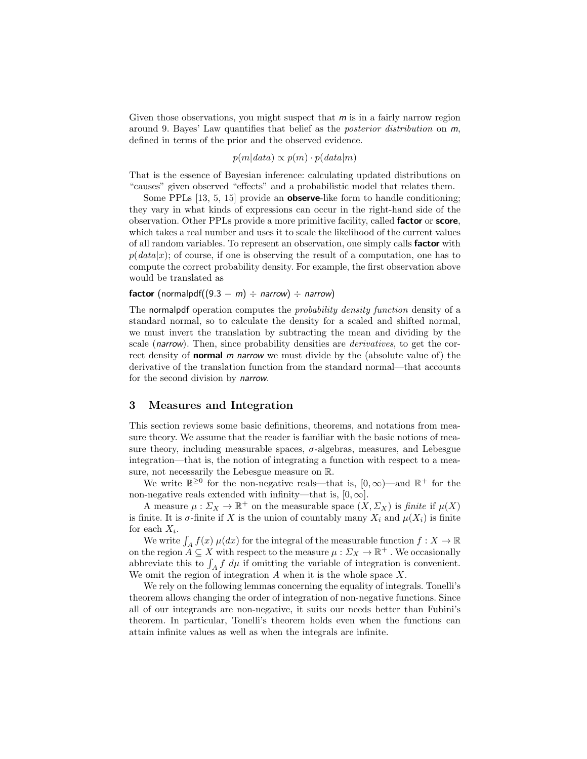Given those observations, you might suspect that *m* is in a fairly narrow region around 9. Bayes' Law quantifies that belief as the *posterior distribution* on *m*, defined in terms of the prior and the observed evidence.

$$p(m|data) \propto p(m) \cdot p(data|m)$$

That is the essence of Bayesian inference: calculating updated distributions on "causes" given observed "effects" and a probabilistic model that relates them.

Some PPLs [13, 5, 15] provide an **observe**-like form to handle conditioning; they vary in what kinds of expressions can occur in the right-hand side of the observation. Other PPLs provide a more primitive facility, called **factor** or **score**, which takes a real number and uses it to scale the likelihood of the current values of all random variables. To represent an observation, one simply calls **factor** with $p(data|x)$; of course, if one is observing the result of a computation, one has to compute the correct probability density. For example, the first observation above would be translated as

**factor** (normalpdf((9.3 − *m*) ÷ *narrow*) ÷ *narrow*)

The normalpdf operation computes the *probability density function* density of a standard normal, so to calculate the density for a scaled and shifted normal, we must invert the translation by subtracting the mean and dividing by the scale (*narrow*). Then, since probability densities are *derivatives*, to get the correct density of **normal** *m narrow* we must divide by the (absolute value of) the derivative of the translation function from the standard normal—that accounts for the second division by *narrow*.

## 3 Measures and Integration

This section reviews some basic definitions, theorems, and notations from measure theory. We assume that the reader is familiar with the basic notions of measure theory, including measurable spaces, $\sigma$-algebras, measures, and Lebesgue integration—that is, the notion of integrating a function with respect to a measure, not necessarily the Lebesgue measure on $\mathbb{R}$.

We write $\mathbb{R}^{\geq 0}$ for the non-negative reals—that is, $[0, \infty)$—and $\mathbb{R}^{+}$ for the non-negative reals extended with infinity—that is, $[0, \infty]$.

A measure $\mu : \Sigma_X \to \mathbb{R}^{+}$ on the measurable space $(X, \Sigma_X)$ is *finite* if $\mu(X)$ is finite. It is $\sigma$-finite if $X$ is the union of countably many $X_i$ and $\mu(X_i)$ is finite for each $X_i$.

We write $\int_A f(x)\, \mu(dx)$ for the integral of the measurable function $f : X \to \mathbb{R}$ on the region $A \subseteq X$ with respect to the measure $\mu : \Sigma_X \to \mathbb{R}^{+}$ . We occasionally abbreviate this to $\int_A f\ d\mu$ if omitting the variable of integration is convenient. We omit the region of integration $A$ when it is the whole space $X$.

We rely on the following lemmas concerning the equality of integrals. Tonelli's theorem allows changing the order of integration of non-negative functions. Since all of our integrands are non-negative, it suits our needs better than Fubini's theorem. In particular, Tonelli's theorem holds even when the functions can attain infinite values as well as when the integrals are infinite.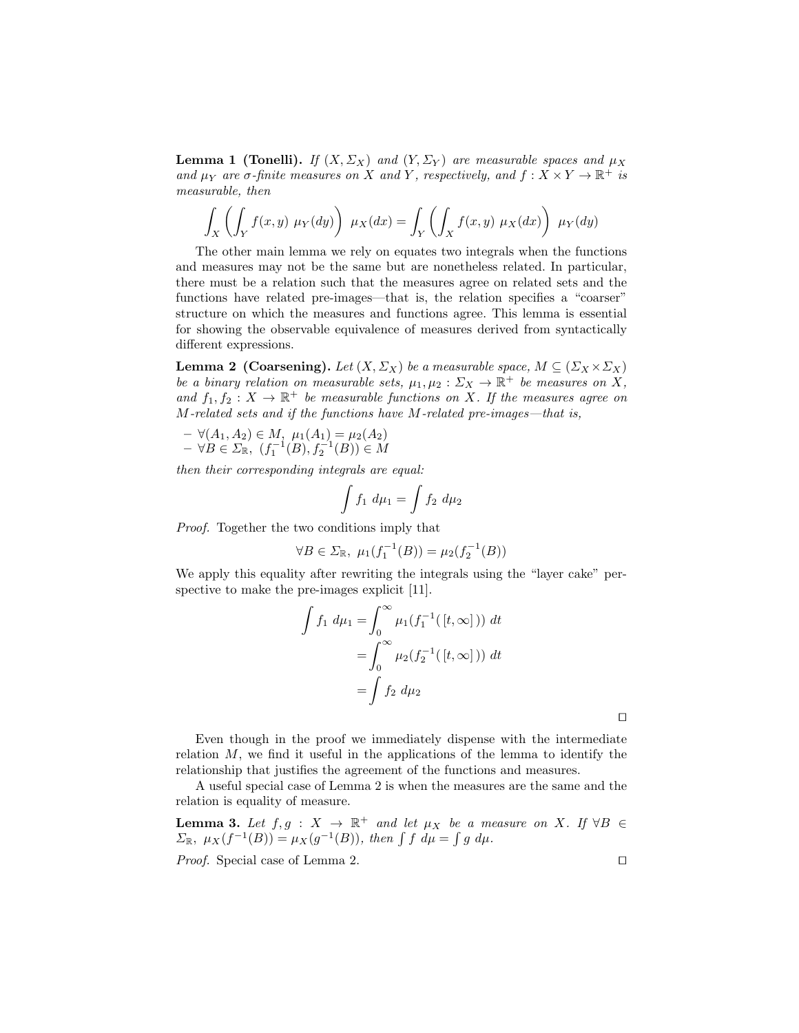**Lemma 1 (Tonelli).** *If $(X, \Sigma_X)$ and $(Y, \Sigma_Y)$ are measurable spaces and $\mu_X$ and $\mu_Y$ are $\sigma$-finite measures on $X$ and $Y$, respectively, and $f : X \times Y \to \mathbb{R}^+$ is measurable, then*

$$\int_X \left( \int_Y f(x, y)\ \mu_Y(dy) \right)\ \mu_X(dx) = \int_Y \left( \int_X f(x, y)\ \mu_X(dx) \right)\ \mu_Y(dy)$$

The other main lemma we rely on equates two integrals when the functions and measures may not be the same but are nonetheless related. In particular, there must be a relation such that the measures agree on related sets and the functions have related pre-images—that is, the relation specifies a "coarser" structure on which the measures and functions agree. This lemma is essential for showing the observable equivalence of measures derived from syntactically different expressions.

**Lemma 2 (Coarsening).** *Let $(X, \Sigma_X)$ be a measurable space, $M \subseteq (\Sigma_X \times \Sigma_X)$ be a binary relation on measurable sets, $\mu_1, \mu_2 : \Sigma_X \to \mathbb{R}^+$ be measures on $X$, and $f_1, f_2 : X \to \mathbb{R}^+$ be measurable functions on $X$. If the measures agree on $M$-related sets and if the functions have $M$-related pre-images—that is,*

- $\forall (A_1, A_2) \in M,\ \mu_1(A_1) = \mu_2(A_2)$
- $\forall B \in \Sigma_{\mathbb{R}},\ (f_1^{-1}(B), f_2^{-1}(B)) \in M$

*then their corresponding integrals are equal:*

$$\int f_1\ d\mu_1 = \int f_2\ d\mu_2$$

*Proof.* Together the two conditions imply that

$$\forall B \in \Sigma_{\mathbb{R}},\ \mu_1(f_1^{-1}(B)) = \mu_2(f_2^{-1}(B))$$

We apply this equality after rewriting the integrals using the "layer cake" perspective to make the pre-images explicit [11].

$$\begin{aligned}
\int f_1\ d\mu_1 &= \int_0^\infty \mu_1(f_1^{-1}(\,[t, \infty]\,))\ dt \\
&= \int_0^\infty \mu_2(f_2^{-1}(\,[t, \infty]\,))\ dt \\
&= \int f_2\ d\mu_2
\end{aligned}$$

□

Even though in the proof we immediately dispense with the intermediate relation $M$, we find it useful in the applications of the lemma to identify the relationship that justifies the agreement of the functions and measures.

A useful special case of Lemma 2 is when the measures are the same and the relation is equality of measure.

**Lemma 3.** *Let $f, g : X \to \mathbb{R}^+$ and let $\mu_X$ be a measure on $X$. If $\forall B \in \Sigma_{\mathbb{R}},\ \mu_X(f^{-1}(B)) = \mu_X(g^{-1}(B))$, then $\int f\ d\mu = \int g\ d\mu$.*

*Proof.* Special case of Lemma 2. □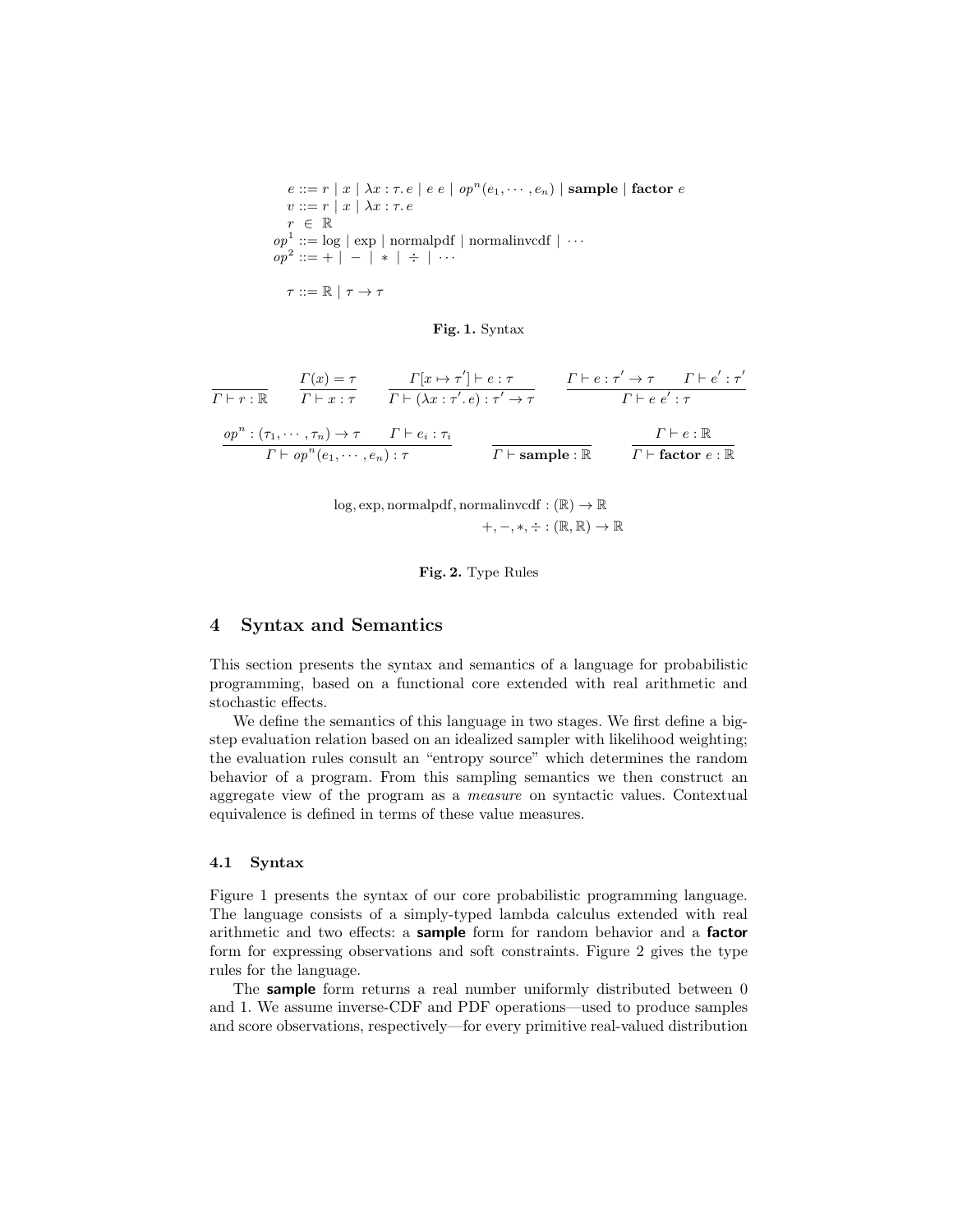$$
\begin{aligned}
e &::= r \mid x \mid \lambda x : \tau .\, e \mid e\ e \mid op^n(e_1, \cdots, e_n) \mid \textbf{sample} \mid \textbf{factor}\ e \\
v &::= r \mid x \mid \lambda x : \tau .\, e \\
r &\ \in\ \mathbb{R} \\
op^1 &::= \log \mid \exp \mid \text{normalpdf} \mid \text{normalinvcdf} \mid \cdots \\
op^2 &::= + \mid - \mid * \mid \div \mid \cdots \\
\\
\tau &::= \mathbb{R} \mid \tau \to \tau
\end{aligned}
$$

**Fig. 1.** Syntax

$$
\frac{}{\Gamma \vdash r : \mathbb{R}} \qquad \frac{\Gamma(x) = \tau}{\Gamma \vdash x : \tau} \qquad \frac{\Gamma[x \mapsto \tau'] \vdash e : \tau}{\Gamma \vdash (\lambda x : \tau' .\, e) : \tau' \to \tau} \qquad \frac{\Gamma \vdash e : \tau' \to \tau \qquad \Gamma \vdash e' : \tau'}{\Gamma \vdash e\ e' : \tau}
$$

$$
\frac{op^n : (\tau_1, \cdots, \tau_n) \to \tau \qquad \Gamma \vdash e_i : \tau_i}{\Gamma \vdash op^n(e_1, \cdots, e_n) : \tau} \qquad \frac{}{\Gamma \vdash \textbf{sample} : \mathbb{R}} \qquad \frac{\Gamma \vdash e : \mathbb{R}}{\Gamma \vdash \textbf{factor}\ e : \mathbb{R}}
$$

$$
\begin{aligned}
\log, \exp, \text{normalpdf}, \text{normalinvcdf} &: (\mathbb{R}) \to \mathbb{R} \\
+, -, *, \div &: (\mathbb{R}, \mathbb{R}) \to \mathbb{R}
\end{aligned}
$$

**Fig. 2.** Type Rules

## 4 Syntax and Semantics

This section presents the syntax and semantics of a language for probabilistic programming, based on a functional core extended with real arithmetic and stochastic effects.

We define the semantics of this language in two stages. We first define a big-step evaluation relation based on an idealized sampler with likelihood weighting; the evaluation rules consult an "entropy source" which determines the random behavior of a program. From this sampling semantics we then construct an aggregate view of the program as a *measure* on syntactic values. Contextual equivalence is defined in terms of these value measures.

### 4.1 Syntax

Figure 1 presents the syntax of our core probabilistic programming language. The language consists of a simply-typed lambda calculus extended with real arithmetic and two effects: a **sample** form for random behavior and a **factor** form for expressing observations and soft constraints. Figure 2 gives the type rules for the language.

The **sample** form returns a real number uniformly distributed between 0 and 1. We assume inverse-CDF and PDF operations—used to produce samples and score observations, respectively—for every primitive real-valued distribution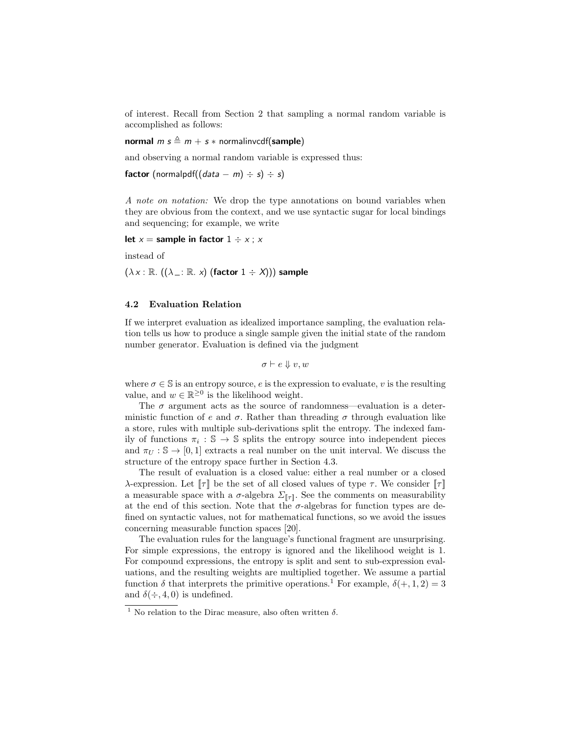of interest. Recall from Section 2 that sampling a normal random variable is accomplished as follows:

$\textbf{normal}\ m\ s \triangleq m + s * \text{normalinvcdf}(\textbf{sample})$

and observing a normal random variable is expressed thus:

$\textbf{factor}\ (\text{normalpdf}((data - m) \div s) \div s)$

*A note on notation:* We drop the type annotations on bound variables when they are obvious from the context, and we use syntactic sugar for local bindings and sequencing; for example, we write

$\textbf{let}\ x = \textbf{sample in factor}\ 1 \div x\ ;\ x$

instead of

$(\lambda x : \mathbb{R}.\ ((\lambda \_ : \mathbb{R}.\ x)\ (\textbf{factor}\ 1 \div X)))\ \textbf{sample}$

### 4.2 Evaluation Relation

If we interpret evaluation as idealized importance sampling, the evaluation relation tells us how to produce a single sample given the initial state of the random number generator. Evaluation is defined via the judgment

$$\sigma \vdash e \Downarrow v, w$$

where $\sigma \in \mathbb{S}$ is an entropy source, $e$ is the expression to evaluate, $v$ is the resulting value, and $w \in \mathbb{R}^{\geq 0}$ is the likelihood weight.

The $\sigma$ argument acts as the source of randomness—evaluation is a deterministic function of $e$ and $\sigma$. Rather than threading $\sigma$ through evaluation like a store, rules with multiple sub-derivations split the entropy. The indexed family of functions $\pi_i : \mathbb{S} \to \mathbb{S}$ splits the entropy source into independent pieces and $\pi_U : \mathbb{S} \to [0, 1]$ extracts a real number on the unit interval. We discuss the structure of the entropy space further in Section 4.3.

The result of evaluation is a closed value: either a real number or a closed $\lambda$-expression. Let $[\![\tau]\!]$ be the set of all closed values of type $\tau$. We consider $[\![\tau]\!]$ a measurable space with a $\sigma$-algebra $\Sigma_{[\![\tau]\!]}$. See the comments on measurability at the end of this section. Note that the $\sigma$-algebras for function types are defined on syntactic values, not for mathematical functions, so we avoid the issues concerning measurable function spaces [20].

The evaluation rules for the language's functional fragment are unsurprising. For simple expressions, the entropy is ignored and the likelihood weight is 1. For compound expressions, the entropy is split and sent to sub-expression evaluations, and the resulting weights are multiplied together. We assume a partial function $\delta$ that interprets the primitive operations.[1] For example, $\delta(+, 1, 2) = 3$ and $\delta(\div, 4, 0)$ is undefined.

[1] No relation to the Dirac measure, also often written $\delta$.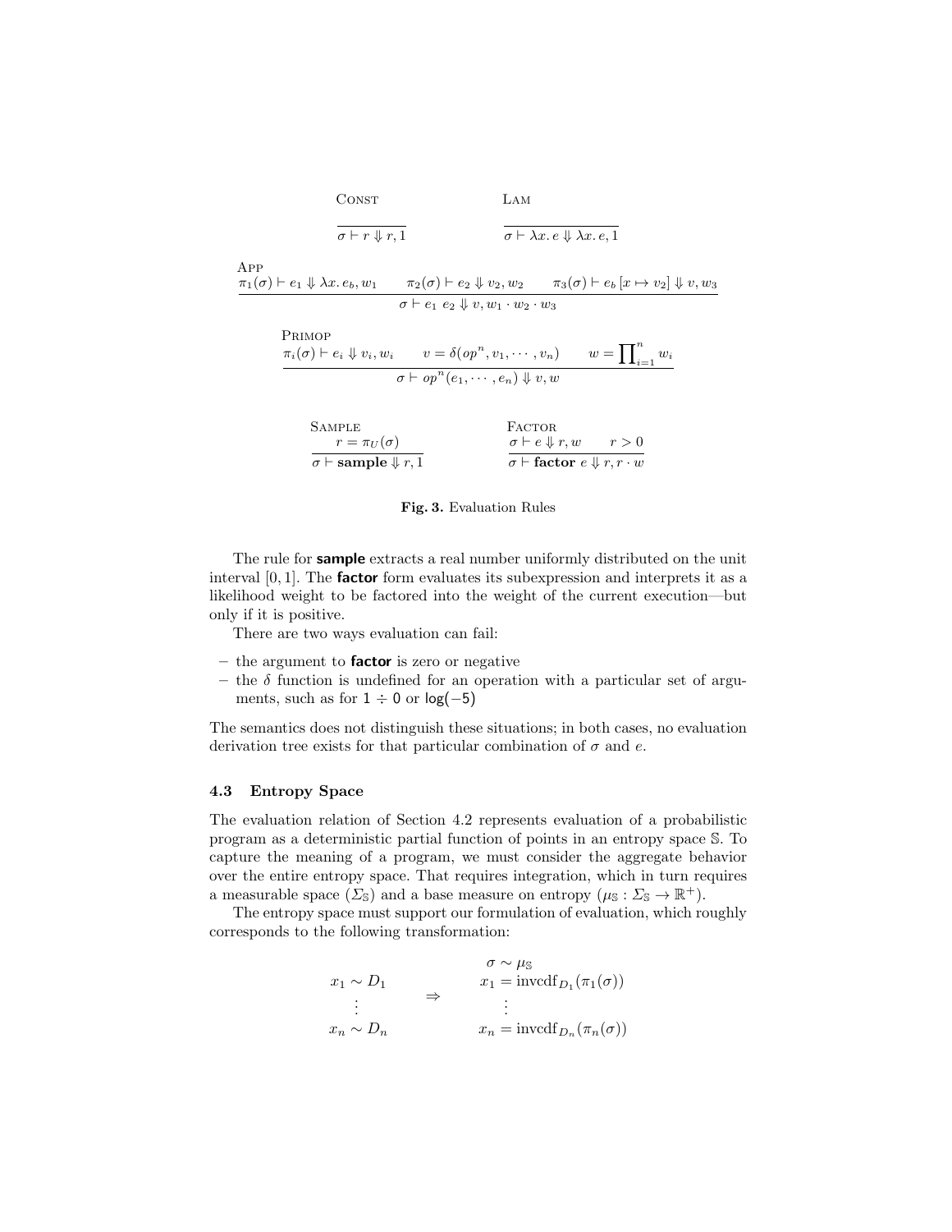$$\textsc{Const}\quad \frac{}{\sigma \vdash r \Downarrow r, 1} \qquad\qquad \textsc{Lam}\quad \frac{}{\sigma \vdash \lambda x.\, e \Downarrow \lambda x.\, e, 1}$$

$$\textsc{App}\quad \frac{\pi_1(\sigma) \vdash e_1 \Downarrow \lambda x.\, e_b, w_1 \qquad \pi_2(\sigma) \vdash e_2 \Downarrow v_2, w_2 \qquad \pi_3(\sigma) \vdash e_b\,[x \mapsto v_2] \Downarrow v, w_3}{\sigma \vdash e_1\ e_2 \Downarrow v, w_1 \cdot w_2 \cdot w_3}$$

$$\textsc{Primop}\quad \frac{\pi_i(\sigma) \vdash e_i \Downarrow v_i, w_i \qquad v = \delta(op^n, v_1, \cdots, v_n) \qquad w = \prod_{i=1}^{n} w_i}{\sigma \vdash op^n(e_1, \cdots, e_n) \Downarrow v, w}$$

$$\textsc{Sample}\quad \frac{r = \pi_U(\sigma)}{\sigma \vdash \textbf{sample} \Downarrow r, 1} \qquad\qquad \textsc{Factor}\quad \frac{\sigma \vdash e \Downarrow r, w \qquad r > 0}{\sigma \vdash \textbf{factor}\ e \Downarrow r, r \cdot w}$$

**Fig. 3.** Evaluation Rules

The rule for **sample** extracts a real number uniformly distributed on the unit interval $[0, 1]$. The **factor** form evaluates its subexpression and interprets it as a likelihood weight to be factored into the weight of the current execution—but only if it is positive.

There are two ways evaluation can fail:

- the argument to **factor** is zero or negative
- the $\delta$ function is undefined for an operation with a particular set of arguments, such as for $1 \div 0$ or $\log(-5)$

The semantics does not distinguish these situations; in both cases, no evaluation derivation tree exists for that particular combination of $\sigma$ and $e$.

### 4.3 Entropy Space

The evaluation relation of Section 4.2 represents evaluation of a probabilistic program as a deterministic partial function of points in an entropy space $\mathbb{S}$. To capture the meaning of a program, we must consider the aggregate behavior over the entire entropy space. That requires integration, which in turn requires a measurable space ($\Sigma_{\mathbb{S}}$) and a base measure on entropy ($\mu_{\mathbb{S}} : \Sigma_{\mathbb{S}} \to \mathbb{R}^+$).

The entropy space must support our formulation of evaluation, which roughly corresponds to the following transformation:

$$\begin{array}{c} x_1 \sim D_1 \\ \vdots \\ x_n \sim D_n \end{array} \quad \Rightarrow \quad \begin{array}{c} \sigma \sim \mu_{\mathbb{S}} \\ x_1 = \mathrm{invcdf}_{D_1}(\pi_1(\sigma)) \\ \vdots \\ x_n = \mathrm{invcdf}_{D_n}(\pi_n(\sigma)) \end{array}$$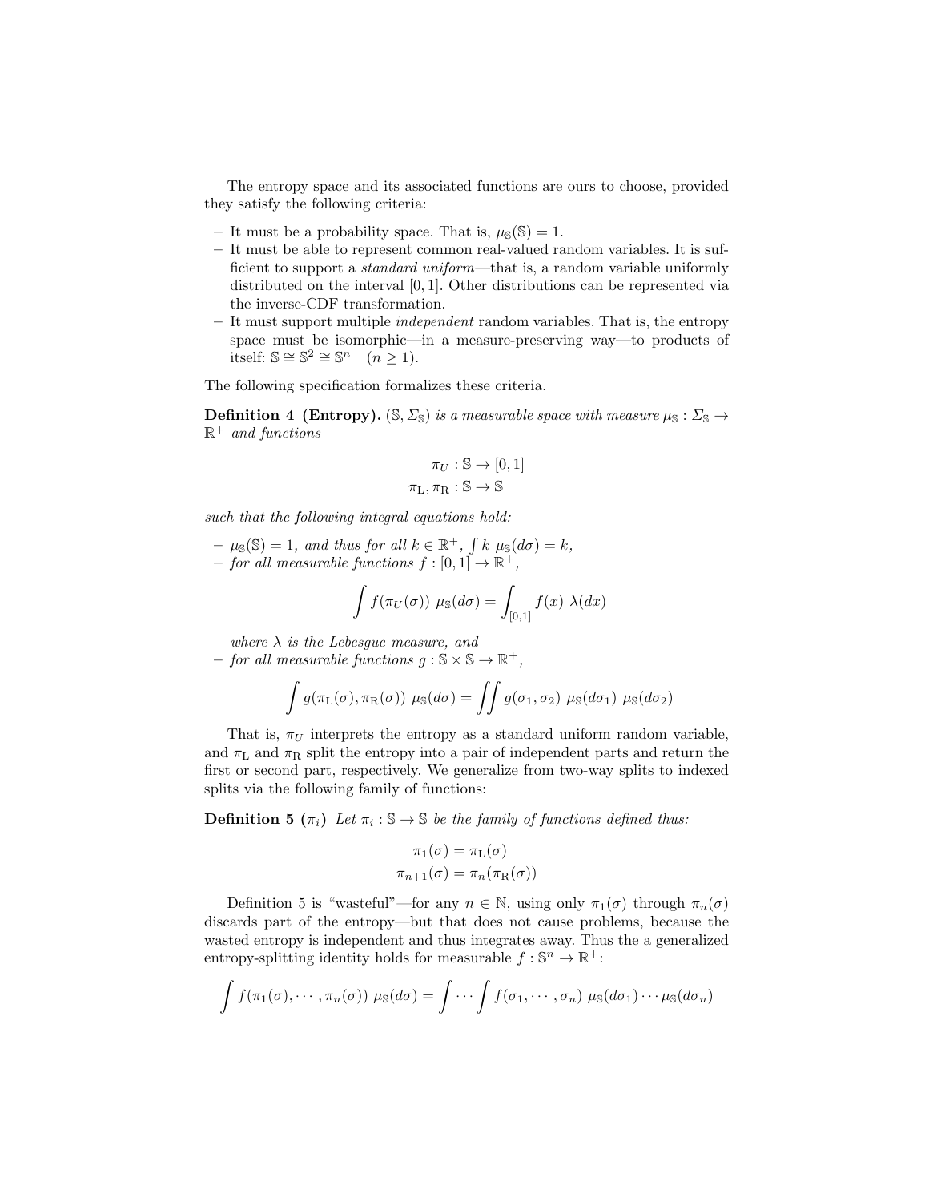The entropy space and its associated functions are ours to choose, provided they satisfy the following criteria:

- It must be a probability space. That is, $\mu_{\mathbb{S}}(\mathbb{S}) = 1$.
- It must be able to represent common real-valued random variables. It is sufficient to support a *standard uniform*—that is, a random variable uniformly distributed on the interval $[0, 1]$. Other distributions can be represented via the inverse-CDF transformation.
- It must support multiple *independent* random variables. That is, the entropy space must be isomorphic—in a measure-preserving way—to products of itself: $\mathbb{S} \cong \mathbb{S}^2 \cong \mathbb{S}^n \quad (n \geq 1)$.

The following specification formalizes these criteria.

**Definition 4 (Entropy).** *$(\mathbb{S}, \Sigma_{\mathbb{S}})$ is a measurable space with measure $\mu_{\mathbb{S}} : \Sigma_{\mathbb{S}} \to \mathbb{R}^+$ and functions*

$$\pi_U : \mathbb{S} \to [0, 1]$$
$$\pi_{\mathrm{L}}, \pi_{\mathrm{R}} : \mathbb{S} \to \mathbb{S}$$

*such that the following integral equations hold:*

- *$\mu_{\mathbb{S}}(\mathbb{S}) = 1$, and thus for all $k \in \mathbb{R}^+$, $\int k \; \mu_{\mathbb{S}}(d\sigma) = k$,*
- *for all measurable functions $f : [0, 1] \to \mathbb{R}^+$,*

$$\int f(\pi_U(\sigma)) \; \mu_{\mathbb{S}}(d\sigma) = \int_{[0,1]} f(x) \; \lambda(dx)$$

  *where $\lambda$ is the Lebesgue measure, and*
- *for all measurable functions $g : \mathbb{S} \times \mathbb{S} \to \mathbb{R}^+$,*

$$\int g(\pi_{\mathrm{L}}(\sigma), \pi_{\mathrm{R}}(\sigma)) \; \mu_{\mathbb{S}}(d\sigma) = \iint g(\sigma_1, \sigma_2) \; \mu_{\mathbb{S}}(d\sigma_1) \; \mu_{\mathbb{S}}(d\sigma_2)$$

That is, $\pi_U$ interprets the entropy as a standard uniform random variable, and $\pi_{\mathrm{L}}$ and $\pi_{\mathrm{R}}$ split the entropy into a pair of independent parts and return the first or second part, respectively. We generalize from two-way splits to indexed splits via the following family of functions:

**Definition 5 ($\pi_i$)** *Let $\pi_i : \mathbb{S} \to \mathbb{S}$ be the family of functions defined thus:*

$$\pi_1(\sigma) = \pi_{\mathrm{L}}(\sigma)$$
$$\pi_{n+1}(\sigma) = \pi_n(\pi_{\mathrm{R}}(\sigma))$$

Definition 5 is "wasteful"—for any $n \in \mathbb{N}$, using only $\pi_1(\sigma)$ through $\pi_n(\sigma)$ discards part of the entropy—but that does not cause problems, because the wasted entropy is independent and thus integrates away. Thus the a generalized entropy-splitting identity holds for measurable $f : \mathbb{S}^n \to \mathbb{R}^+$:

$$\int f(\pi_1(\sigma), \cdots, \pi_n(\sigma)) \; \mu_{\mathbb{S}}(d\sigma) = \int \cdots \int f(\sigma_1, \cdots, \sigma_n) \; \mu_{\mathbb{S}}(d\sigma_1) \cdots \mu_{\mathbb{S}}(d\sigma_n)$$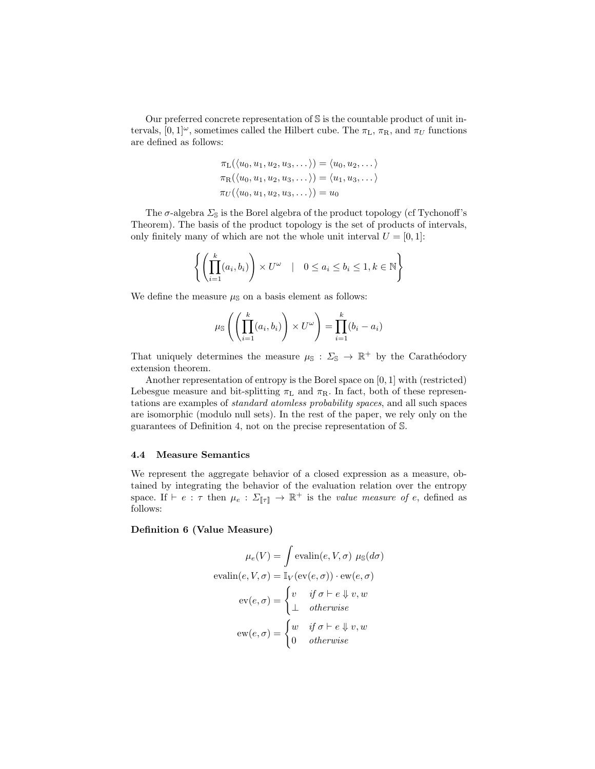Our preferred concrete representation of $\mathbb{S}$ is the countable product of unit intervals, $[0,1]^\omega$, sometimes called the Hilbert cube. The $\pi_\mathrm{L}$, $\pi_\mathrm{R}$, and $\pi_U$ functions are defined as follows:

$$
\begin{aligned}
\pi_\mathrm{L}(\langle u_0, u_1, u_2, u_3, \dots \rangle) &= \langle u_0, u_2, \dots \rangle \\
\pi_\mathrm{R}(\langle u_0, u_1, u_2, u_3, \dots \rangle) &= \langle u_1, u_3, \dots \rangle \\
\pi_U(\langle u_0, u_1, u_2, u_3, \dots \rangle) &= u_0
\end{aligned}
$$

The $\sigma$-algebra $\Sigma_\mathbb{S}$ is the Borel algebra of the product topology (cf Tychonoff's Theorem). The basis of the product topology is the set of products of intervals, only finitely many of which are not the whole unit interval $U = [0,1]$:

$$
\left\{ \left( \prod_{i=1}^{k} (a_i, b_i) \right) \times U^\omega \quad | \quad 0 \leq a_i \leq b_i \leq 1, k \in \mathbb{N} \right\}
$$

We define the measure $\mu_\mathbb{S}$ on a basis element as follows:

$$
\mu_\mathbb{S}\left( \left( \prod_{i=1}^{k} (a_i, b_i) \right) \times U^\omega \right) = \prod_{i=1}^{k} (b_i - a_i)
$$

That uniquely determines the measure $\mu_\mathbb{S} : \Sigma_\mathbb{S} \to \mathbb{R}^+$ by the Carathéodory extension theorem.

Another representation of entropy is the Borel space on $[0,1]$ with (restricted) Lebesgue measure and bit-splitting $\pi_\mathrm{L}$ and $\pi_\mathrm{R}$. In fact, both of these representations are examples of *standard atomless probability spaces*, and all such spaces are isomorphic (modulo null sets). In the rest of the paper, we rely only on the guarantees of Definition 4, not on the precise representation of $\mathbb{S}$.

### 4.4 Measure Semantics

We represent the aggregate behavior of a closed expression as a measure, obtained by integrating the behavior of the evaluation relation over the entropy space. If $\vdash e : \tau$ then $\mu_e : \Sigma_{[\![\tau]\!]} \to \mathbb{R}^+$ is the *value measure of* $e$, defined as follows:

**Definition 6 (Value Measure)**

$$
\begin{aligned}
\mu_e(V) &= \int \mathrm{evalin}(e, V, \sigma)\ \mu_\mathbb{S}(d\sigma) \\
\mathrm{evalin}(e, V, \sigma) &= \mathbb{I}_V(\mathrm{ev}(e, \sigma)) \cdot \mathrm{ew}(e, \sigma) \\
\mathrm{ev}(e, \sigma) &= \begin{cases} v & \text{if } \sigma \vdash e \Downarrow v, w \\ \bot & \text{otherwise} \end{cases} \\
\mathrm{ew}(e, \sigma) &= \begin{cases} w & \text{if } \sigma \vdash e \Downarrow v, w \\ 0 & \text{otherwise} \end{cases}
\end{aligned}
$$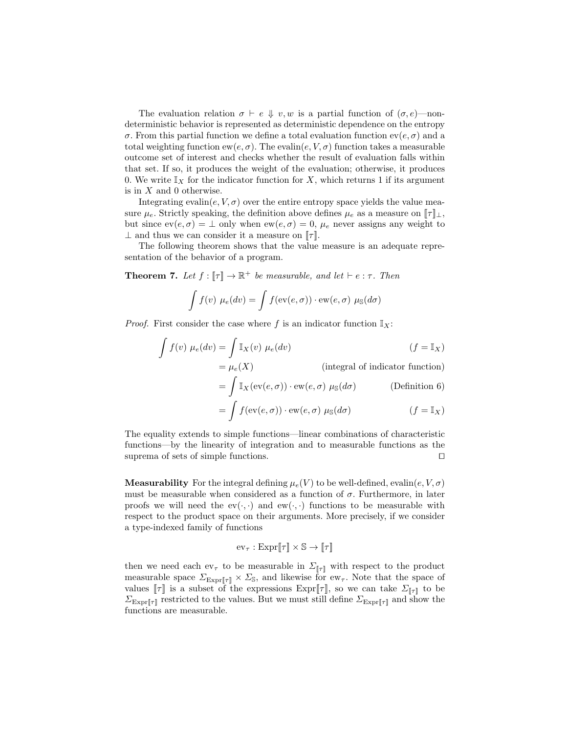The evaluation relation $\sigma \vdash e \Downarrow v, w$ is a partial function of $(\sigma, e)$—nondeterministic behavior is represented as deterministic dependence on the entropy $\sigma$. From this partial function we define a total evaluation function $\text{ev}(e, \sigma)$ and a total weighting function $\text{ew}(e, \sigma)$. The $\text{evalin}(e, V, \sigma)$ function takes a measurable outcome set of interest and checks whether the result of evaluation falls within that set. If so, it produces the weight of the evaluation; otherwise, it produces 0. We write $\mathbb{I}_X$ for the indicator function for $X$, which returns 1 if its argument is in $X$ and 0 otherwise.

Integrating $\text{evalin}(e, V, \sigma)$ over the entire entropy space yields the value measure $\mu_e$. Strictly speaking, the definition above defines $\mu_e$ as a measure on $[\![\tau]\!]_\perp$, but since $\text{ev}(e, \sigma) = \perp$ only when $\text{ew}(e, \sigma) = 0$, $\mu_e$ never assigns any weight to $\perp$ and thus we can consider it a measure on $[\![\tau]\!]$.

The following theorem shows that the value measure is an adequate representation of the behavior of a program.

**Theorem 7.** *Let $f : [\![\tau]\!] \to \mathbb{R}^+$ be measurable, and let $\vdash e : \tau$. Then*

$$\int f(v) \ \mu_e(dv) = \int f(\text{ev}(e, \sigma)) \cdot \text{ew}(e, \sigma) \ \mu_{\mathbb{S}}(d\sigma)$$

*Proof.* First consider the case where $f$ is an indicator function $\mathbb{I}_X$:

$$\begin{aligned}
\int f(v) \ \mu_e(dv) &= \int \mathbb{I}_X(v) \ \mu_e(dv) && (f = \mathbb{I}_X) \\
&= \mu_e(X) && \text{(integral of indicator function)} \\
&= \int \mathbb{I}_X(\text{ev}(e, \sigma)) \cdot \text{ew}(e, \sigma) \ \mu_{\mathbb{S}}(d\sigma) && \text{(Definition 6)} \\
&= \int f(\text{ev}(e, \sigma)) \cdot \text{ew}(e, \sigma) \ \mu_{\mathbb{S}}(d\sigma) && (f = \mathbb{I}_X)
\end{aligned}$$

The equality extends to simple functions—linear combinations of characteristic functions—by the linearity of integration and to measurable functions as the suprema of sets of simple functions. ◻

**Measurability** For the integral defining $\mu_e(V)$ to be well-defined, $\text{evalin}(e, V, \sigma)$ must be measurable when considered as a function of $\sigma$. Furthermore, in later proofs we will need the $\text{ev}(\cdot, \cdot)$ and $\text{ew}(\cdot, \cdot)$ functions to be measurable with respect to the product space on their arguments. More precisely, if we consider a type-indexed family of functions

$$\text{ev}_\tau : \text{Expr}[\![\tau]\!] \times \mathbb{S} \to [\![\tau]\!]$$

then we need each $\text{ev}_\tau$ to be measurable in $\Sigma_{[\![\tau]\!]}$ with respect to the product measurable space $\Sigma_{\text{Expr}[\![\tau]\!]} \times \Sigma_{\mathbb{S}}$, and likewise for $\text{ew}_\tau$. Note that the space of values $[\![\tau]\!]$ is a subset of the expressions $\text{Expr}[\![\tau]\!]$, so we can take $\Sigma_{[\![\tau]\!]}$ to be $\Sigma_{\text{Expr}[\![\tau]\!]}$ restricted to the values. But we must still define $\Sigma_{\text{Expr}[\![\tau]\!]}$ and show the functions are measurable.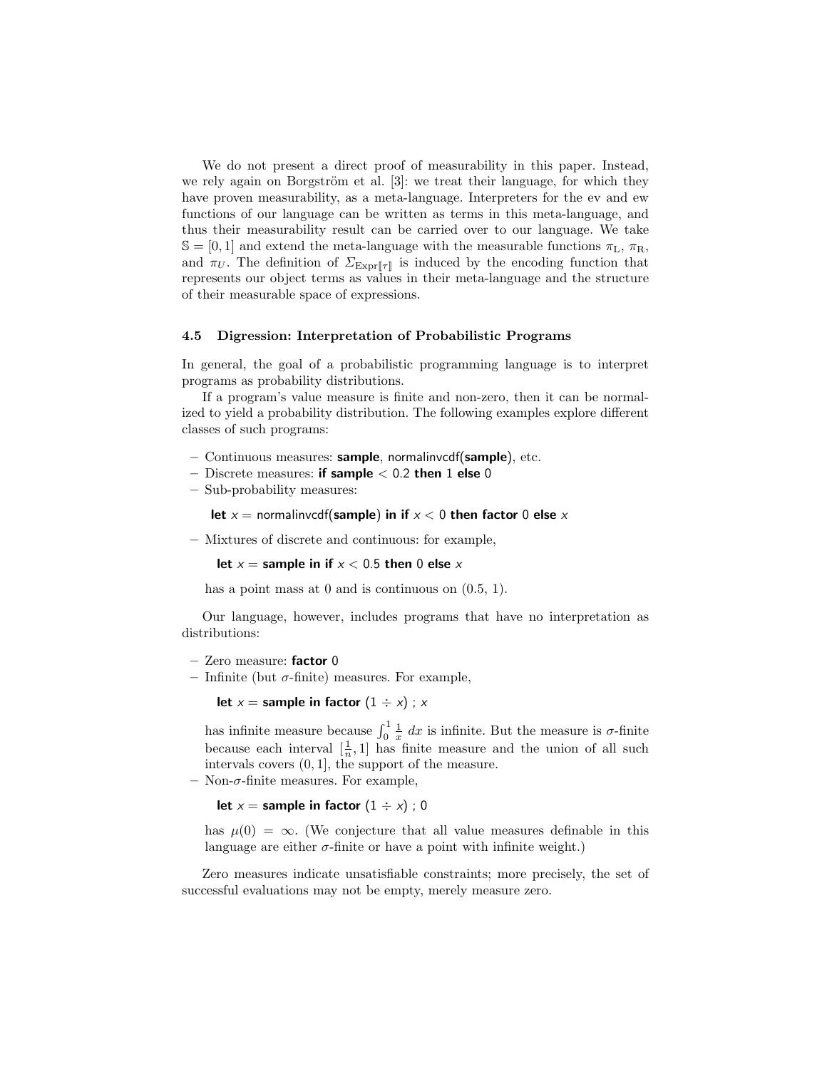We do not present a direct proof of measurability in this paper. Instead, we rely again on Borgström et al. [3]: we treat their language, for which they have proven measurability, as a meta-language. Interpreters for the ev and ew functions of our language can be written as terms in this meta-language, and thus their measurability result can be carried over to our language. We take $\mathbb{S} = [0, 1]$ and extend the meta-language with the measurable functions $\pi_{\mathrm{L}}$, $\pi_{\mathrm{R}}$, and $\pi_U$. The definition of $\Sigma_{\mathrm{Expr}[\![\tau]\!]}$ is induced by the encoding function that represents our object terms as values in their meta-language and the structure of their measurable space of expressions.

### 4.5 Digression: Interpretation of Probabilistic Programs

In general, the goal of a probabilistic programming language is to interpret programs as probability distributions.

If a program's value measure is finite and non-zero, then it can be normalized to yield a probability distribution. The following examples explore different classes of such programs:

- Continuous measures: **sample**, normalinvcdf(**sample**), etc.
- Discrete measures: **if sample** $< 0.2$ **then** 1 **else** 0
- Sub-probability measures:

  **let** $x =$ normalinvcdf(**sample**) **in if** $x < 0$ **then factor** 0 **else** $x$

- Mixtures of discrete and continuous: for example,

  **let** $x =$ **sample in if** $x < 0.5$ **then** 0 **else** $x$

  has a point mass at 0 and is continuous on (0.5, 1).

Our language, however, includes programs that have no interpretation as distributions:

- Zero measure: **factor** 0
- Infinite (but $\sigma$-finite) measures. For example,

  **let** $x =$ **sample in factor** $(1 \div x)$ ; $x$

  has infinite measure because $\int_0^1 \frac{1}{x}\, dx$ is infinite. But the measure is $\sigma$-finite because each interval $[\frac{1}{n}, 1]$ has finite measure and the union of all such intervals covers $(0, 1]$, the support of the measure.
- Non-$\sigma$-finite measures. For example,

  **let** $x =$ **sample in factor** $(1 \div x)$ ; 0

  has $\mu(0) = \infty$. (We conjecture that all value measures definable in this language are either $\sigma$-finite or have a point with infinite weight.)

Zero measures indicate unsatisfiable constraints; more precisely, the set of successful evaluations may not be empty, merely measure zero.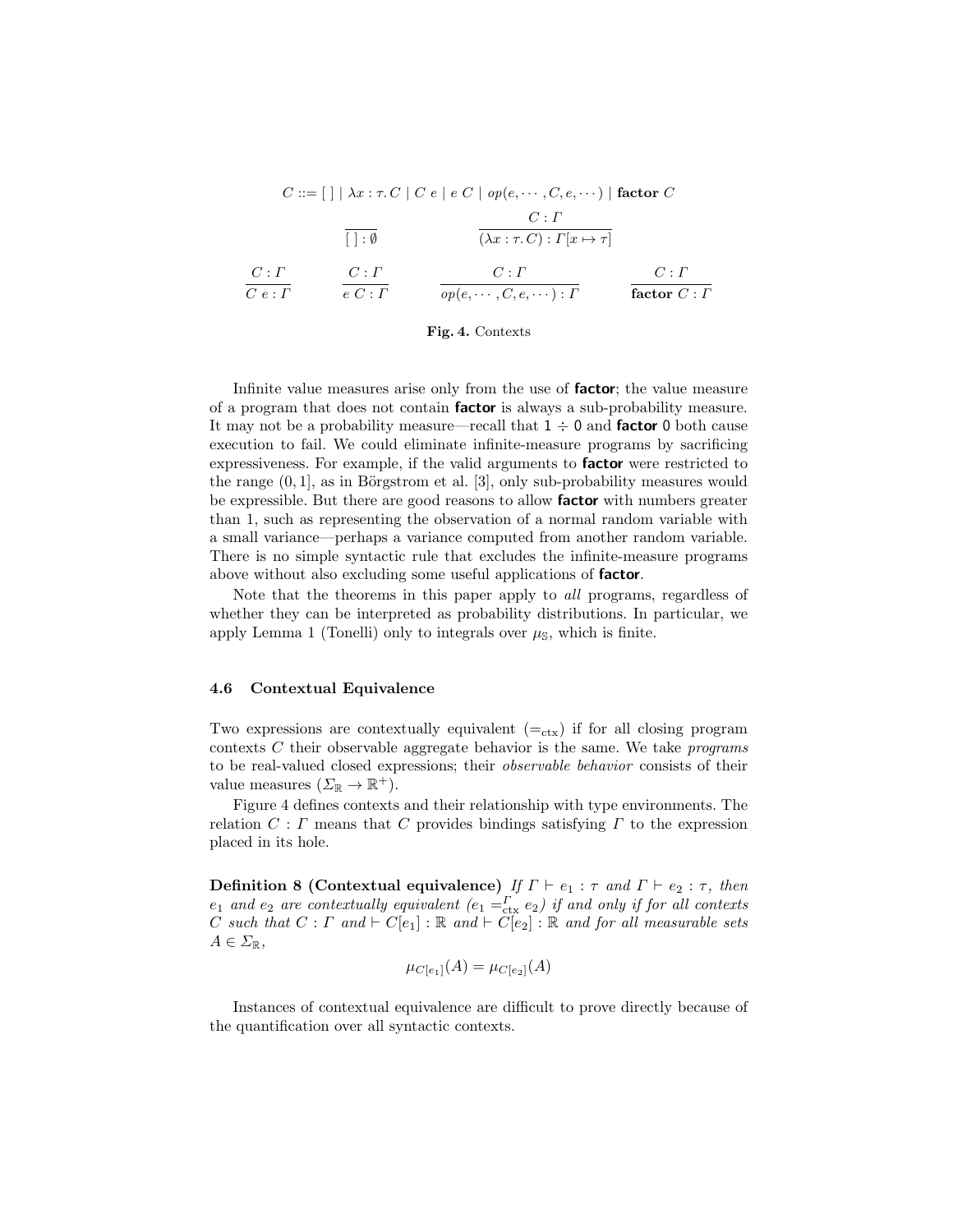$$C ::= [\,] \mid \lambda x : \tau .\, C \mid C\ e \mid e\ C \mid op(e, \cdots, C, e, \cdots) \mid \textbf{factor}\ C$$

$$\frac{}{[\,] : \emptyset} \qquad \frac{C : \Gamma}{(\lambda x : \tau .\, C) : \Gamma[x \mapsto \tau]}$$

$$\frac{C : \Gamma}{C\ e : \Gamma} \qquad \frac{C : \Gamma}{e\ C : \Gamma} \qquad \frac{C : \Gamma}{op(e, \cdots, C, e, \cdots) : \Gamma} \qquad \frac{C : \Gamma}{\textbf{factor}\ C : \Gamma}$$

**Fig. 4.** Contexts

Infinite value measures arise only from the use of **factor**; the value measure of a program that does not contain **factor** is always a sub-probability measure. It may not be a probability measure—recall that $1 \div 0$ and **factor** 0 both cause execution to fail. We could eliminate infinite-measure programs by sacrificing expressiveness. For example, if the valid arguments to **factor** were restricted to the range $(0, 1]$, as in Börgstrom et al. [3], only sub-probability measures would be expressible. But there are good reasons to allow **factor** with numbers greater than 1, such as representing the observation of a normal random variable with a small variance—perhaps a variance computed from another random variable. There is no simple syntactic rule that excludes the infinite-measure programs above without also excluding some useful applications of **factor**.

Note that the theorems in this paper apply to *all* programs, regardless of whether they can be interpreted as probability distributions. In particular, we apply Lemma 1 (Tonelli) only to integrals over $\mu_{\mathbb{S}}$, which is finite.

### 4.6 Contextual Equivalence

Two expressions are contextually equivalent ($=_{\mathrm{ctx}}$) if for all closing program contexts $C$ their observable aggregate behavior is the same. We take *programs* to be real-valued closed expressions; their *observable behavior* consists of their value measures ($\Sigma_{\mathbb{R}} \to \mathbb{R}^+$).

Figure 4 defines contexts and their relationship with type environments. The relation $C : \Gamma$ means that $C$ provides bindings satisfying $\Gamma$ to the expression placed in its hole.

**Definition 8 (Contextual equivalence)** *If $\Gamma \vdash e_1 : \tau$ and $\Gamma \vdash e_2 : \tau$, then $e_1$ and $e_2$ are contextually equivalent ($e_1 =^{\Gamma}_{\mathrm{ctx}} e_2$) if and only if for all contexts $C$ such that $C : \Gamma$ and $\vdash C[e_1] : \mathbb{R}$ and $\vdash C[e_2] : \mathbb{R}$ and for all measurable sets $A \in \Sigma_{\mathbb{R}}$,*

$$\mu_{C[e_1]}(A) = \mu_{C[e_2]}(A)$$

Instances of contextual equivalence are difficult to prove directly because of the quantification over all syntactic contexts.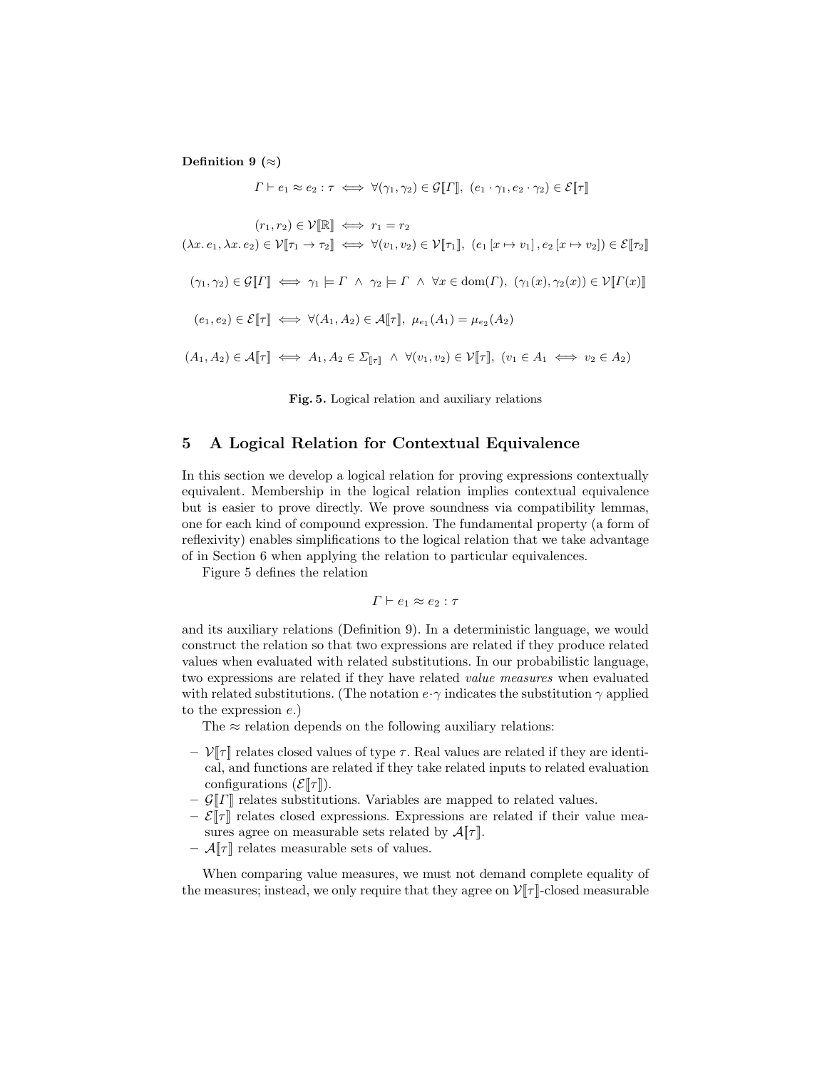**Definition 9 ($\approx$)**

$$\Gamma \vdash e_1 \approx e_2 : \tau \iff \forall (\gamma_1, \gamma_2) \in \mathcal{G}[\![\Gamma]\!],\ (e_1 \cdot \gamma_1, e_2 \cdot \gamma_2) \in \mathcal{E}[\![\tau]\!]$$

$$(r_1, r_2) \in \mathcal{V}[\![\mathbb{R}]\!] \iff r_1 = r_2$$

$$(\lambda x.\, e_1, \lambda x.\, e_2) \in \mathcal{V}[\![\tau_1 \to \tau_2]\!] \iff \forall (v_1, v_2) \in \mathcal{V}[\![\tau_1]\!],\ (e_1 [x \mapsto v_1], e_2 [x \mapsto v_2]) \in \mathcal{E}[\![\tau_2]\!]$$

$$(\gamma_1, \gamma_2) \in \mathcal{G}[\![\Gamma]\!] \iff \gamma_1 \models \Gamma \ \wedge\ \gamma_2 \models \Gamma \ \wedge\ \forall x \in \mathrm{dom}(\Gamma),\ (\gamma_1(x), \gamma_2(x)) \in \mathcal{V}[\![\Gamma(x)]\!]$$

$$(e_1, e_2) \in \mathcal{E}[\![\tau]\!] \iff \forall (A_1, A_2) \in \mathcal{A}[\![\tau]\!],\ \mu_{e_1}(A_1) = \mu_{e_2}(A_2)$$

$$(A_1, A_2) \in \mathcal{A}[\![\tau]\!] \iff A_1, A_2 \in \Sigma_{[\![\tau]\!]} \ \wedge\ \forall (v_1, v_2) \in \mathcal{V}[\![\tau]\!],\ (v_1 \in A_1 \iff v_2 \in A_2)$$

**Fig. 5.** Logical relation and auxiliary relations

## 5 A Logical Relation for Contextual Equivalence

In this section we develop a logical relation for proving expressions contextually equivalent. Membership in the logical relation implies contextual equivalence but is easier to prove directly. We prove soundness via compatibility lemmas, one for each kind of compound expression. The fundamental property (a form of reflexivity) enables simplifications to the logical relation that we take advantage of in Section 6 when applying the relation to particular equivalences.

Figure 5 defines the relation

$$\Gamma \vdash e_1 \approx e_2 : \tau$$

and its auxiliary relations (Definition 9). In a deterministic language, we would construct the relation so that two expressions are related if they produce related values when evaluated with related substitutions. In our probabilistic language, two expressions are related if they have related *value measures* when evaluated with related substitutions. (The notation $e \cdot \gamma$ indicates the substitution $\gamma$ applied to the expression $e$.)

The $\approx$ relation depends on the following auxiliary relations:

- $\mathcal{V}[\![\tau]\!]$ relates closed values of type $\tau$. Real values are related if they are identical, and functions are related if they take related inputs to related evaluation configurations ($\mathcal{E}[\![\tau]\!]$).
- $\mathcal{G}[\![\Gamma]\!]$ relates substitutions. Variables are mapped to related values.
- $\mathcal{E}[\![\tau]\!]$ relates closed expressions. Expressions are related if their value measures agree on measurable sets related by $\mathcal{A}[\![\tau]\!]$.
- $\mathcal{A}[\![\tau]\!]$ relates measurable sets of values.

When comparing value measures, we must not demand complete equality of the measures; instead, we only require that they agree on $\mathcal{V}[\![\tau]\!]$-closed measurable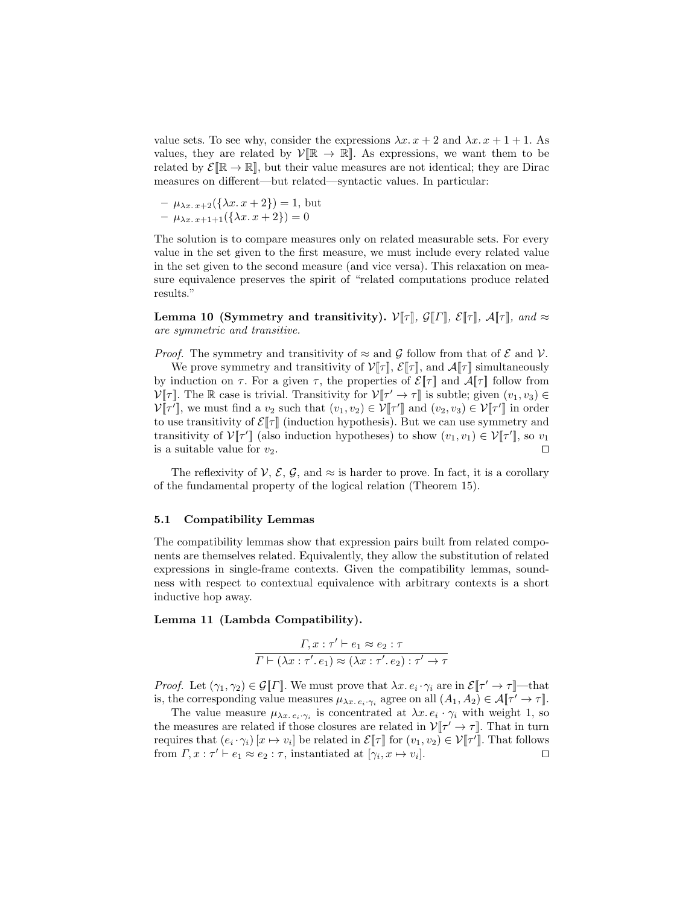value sets. To see why, consider the expressions $\lambda x.\, x + 2$ and $\lambda x.\, x + 1 + 1$. As values, they are related by $\mathcal{V}[\![\mathbb{R} \to \mathbb{R}]\!]$. As expressions, we want them to be related by $\mathcal{E}[\![\mathbb{R} \to \mathbb{R}]\!]$, but their value measures are not identical; they are Dirac measures on different—but related—syntactic values. In particular:

- $\mu_{\lambda x.\, x+2}(\{\lambda x.\, x + 2\}) = 1$, but
- $\mu_{\lambda x.\, x+1+1}(\{\lambda x.\, x + 2\}) = 0$

The solution is to compare measures only on related measurable sets. For every value in the set given to the first measure, we must include every related value in the set given to the second measure (and vice versa). This relaxation on measure equivalence preserves the spirit of "related computations produce related results."

**Lemma 10 (Symmetry and transitivity).** *$\mathcal{V}[\![\tau]\!]$, $\mathcal{G}[\![\Gamma]\!]$, $\mathcal{E}[\![\tau]\!]$, $\mathcal{A}[\![\tau]\!]$, and $\approx$ are symmetric and transitive.*

*Proof.* The symmetry and transitivity of $\approx$ and $\mathcal{G}$ follow from that of $\mathcal{E}$ and $\mathcal{V}$.

We prove symmetry and transitivity of $\mathcal{V}[\![\tau]\!]$, $\mathcal{E}[\![\tau]\!]$, and $\mathcal{A}[\![\tau]\!]$ simultaneously by induction on $\tau$. For a given $\tau$, the properties of $\mathcal{E}[\![\tau]\!]$ and $\mathcal{A}[\![\tau]\!]$ follow from $\mathcal{V}[\![\tau]\!]$. The $\mathbb{R}$ case is trivial. Transitivity for $\mathcal{V}[\![\tau' \to \tau]\!]$ is subtle; given $(v_1, v_3) \in \mathcal{V}[\![\tau']\!]$, we must find a $v_2$ such that $(v_1, v_2) \in \mathcal{V}[\![\tau']\!]$ and $(v_2, v_3) \in \mathcal{V}[\![\tau']\!]$ in order to use transitivity of $\mathcal{E}[\![\tau]\!]$ (induction hypothesis). But we can use symmetry and transitivity of $\mathcal{V}[\![\tau']\!]$ (also induction hypotheses) to show $(v_1, v_1) \in \mathcal{V}[\![\tau']\!]$, so $v_1$ is a suitable value for $v_2$. $\square$

The reflexivity of $\mathcal{V}$, $\mathcal{E}$, $\mathcal{G}$, and $\approx$ is harder to prove. In fact, it is a corollary of the fundamental property of the logical relation (Theorem 15).

### 5.1 Compatibility Lemmas

The compatibility lemmas show that expression pairs built from related components are themselves related. Equivalently, they allow the substitution of related expressions in single-frame contexts. Given the compatibility lemmas, soundness with respect to contextual equivalence with arbitrary contexts is a short inductive hop away.

**Lemma 11 (Lambda Compatibility).**

$$\frac{\Gamma, x : \tau' \vdash e_1 \approx e_2 : \tau}{\Gamma \vdash (\lambda x : \tau'.\, e_1) \approx (\lambda x : \tau'.\, e_2) : \tau' \to \tau}$$

*Proof.* Let $(\gamma_1, \gamma_2) \in \mathcal{G}[\![\Gamma]\!]$. We must prove that $\lambda x.\, e_i \cdot \gamma_i$ are in $\mathcal{E}[\![\tau' \to \tau]\!]$—that is, the corresponding value measures $\mu_{\lambda x.\, e_i \cdot \gamma_i}$ agree on all $(A_1, A_2) \in \mathcal{A}[\![\tau' \to \tau]\!]$.

The value measure $\mu_{\lambda x.\, e_i \cdot \gamma_i}$ is concentrated at $\lambda x.\, e_i \cdot \gamma_i$ with weight 1, so the measures are related if those closures are related in $\mathcal{V}[\![\tau' \to \tau]\!]$. That in turn requires that $(e_i \cdot \gamma_i)\,[x \mapsto v_i]$ be related in $\mathcal{E}[\![\tau]\!]$ for $(v_1, v_2) \in \mathcal{V}[\![\tau']\!]$. That follows from $\Gamma, x : \tau' \vdash e_1 \approx e_2 : \tau$, instantiated at $[\gamma_i, x \mapsto v_i]$. $\square$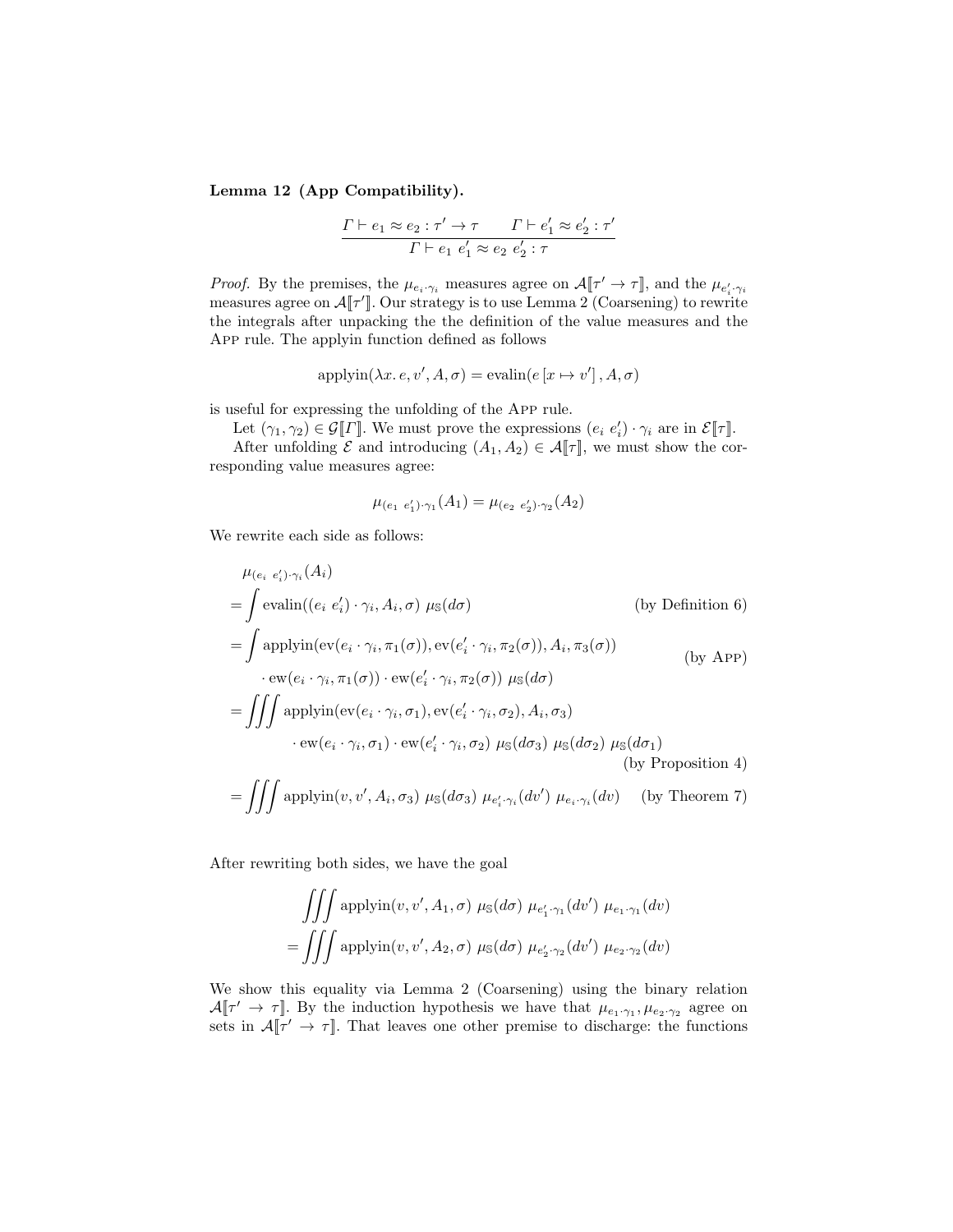**Lemma 12 (App Compatibility).**

$$\frac{\Gamma \vdash e_1 \approx e_2 : \tau' \to \tau \qquad \Gamma \vdash e_1' \approx e_2' : \tau'}{\Gamma \vdash e_1\ e_1' \approx e_2\ e_2' : \tau}$$

*Proof.* By the premises, the $\mu_{e_i \cdot \gamma_i}$ measures agree on $\mathcal{A}[\![\tau' \to \tau]\!]$, and the $\mu_{e_i' \cdot \gamma_i}$ measures agree on $\mathcal{A}[\![\tau']\!]$. Our strategy is to use Lemma 2 (Coarsening) to rewrite the integrals after unpacking the the definition of the value measures and the App rule. The applyin function defined as follows

$$\text{applyin}(\lambda x.\, e, v', A, \sigma) = \text{evalin}(e\,[x \mapsto v'], A, \sigma)$$

is useful for expressing the unfolding of the App rule.

Let $(\gamma_1, \gamma_2) \in \mathcal{G}[\![\Gamma]\!]$. We must prove the expressions $(e_i\ e_i') \cdot \gamma_i$ are in $\mathcal{E}[\![\tau]\!]$.

After unfolding $\mathcal{E}$ and introducing $(A_1, A_2) \in \mathcal{A}[\![\tau]\!]$, we must show the corresponding value measures agree:

$$\mu_{(e_1\ e_1') \cdot \gamma_1}(A_1) = \mu_{(e_2\ e_2') \cdot \gamma_2}(A_2)$$

We rewrite each side as follows:

$$\begin{aligned}
&\mu_{(e_i\ e_i') \cdot \gamma_i}(A_i) \\
&= \int \text{evalin}((e_i\ e_i') \cdot \gamma_i, A_i, \sigma)\ \mu_{\mathbb{S}}(d\sigma) && \text{(by Definition 6)} \\
&= \int \text{applyin}(\text{ev}(e_i \cdot \gamma_i, \pi_1(\sigma)), \text{ev}(e_i' \cdot \gamma_i, \pi_2(\sigma)), A_i, \pi_3(\sigma)) \\
&\qquad \cdot \text{ew}(e_i \cdot \gamma_i, \pi_1(\sigma)) \cdot \text{ew}(e_i' \cdot \gamma_i, \pi_2(\sigma))\ \mu_{\mathbb{S}}(d\sigma) && \text{(by App)} \\
&= \iiint \text{applyin}(\text{ev}(e_i \cdot \gamma_i, \sigma_1), \text{ev}(e_i' \cdot \gamma_i, \sigma_2), A_i, \sigma_3) \\
&\qquad \cdot \text{ew}(e_i \cdot \gamma_i, \sigma_1) \cdot \text{ew}(e_i' \cdot \gamma_i, \sigma_2)\ \mu_{\mathbb{S}}(d\sigma_3)\ \mu_{\mathbb{S}}(d\sigma_2)\ \mu_{\mathbb{S}}(d\sigma_1) \\
& && \text{(by Proposition 4)} \\
&= \iiint \text{applyin}(v, v', A_i, \sigma_3)\ \mu_{\mathbb{S}}(d\sigma_3)\ \mu_{e_i' \cdot \gamma_i}(dv')\ \mu_{e_i \cdot \gamma_i}(dv) && \text{(by Theorem 7)}
\end{aligned}$$

After rewriting both sides, we have the goal

$$\begin{aligned}
&\iiint \text{applyin}(v, v', A_1, \sigma)\ \mu_{\mathbb{S}}(d\sigma)\ \mu_{e_1' \cdot \gamma_1}(dv')\ \mu_{e_1 \cdot \gamma_1}(dv) \\
= &\iiint \text{applyin}(v, v', A_2, \sigma)\ \mu_{\mathbb{S}}(d\sigma)\ \mu_{e_2' \cdot \gamma_2}(dv')\ \mu_{e_2 \cdot \gamma_2}(dv)
\end{aligned}$$

We show this equality via Lemma 2 (Coarsening) using the binary relation $\mathcal{A}[\![\tau' \to \tau]\!]$. By the induction hypothesis we have that $\mu_{e_1 \cdot \gamma_1}, \mu_{e_2 \cdot \gamma_2}$ agree on sets in $\mathcal{A}[\![\tau' \to \tau]\!]$. That leaves one other premise to discharge: the functions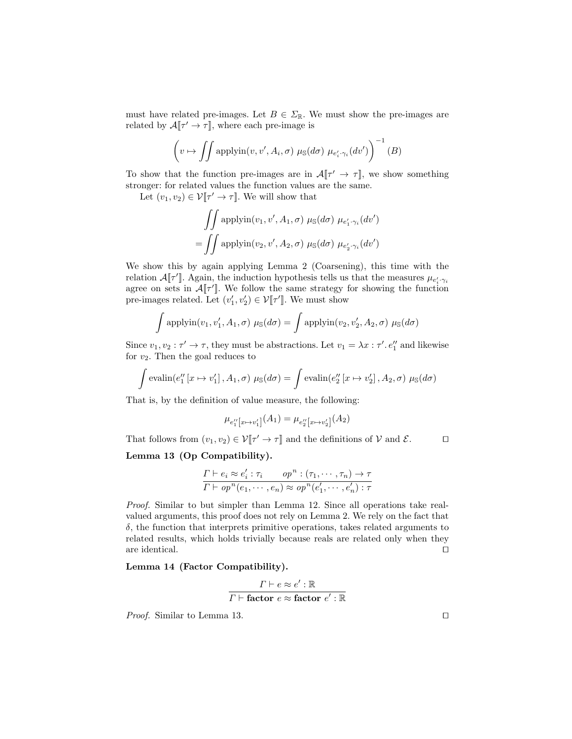must have related pre-images. Let $B \in \Sigma_{\mathbb{R}}$. We must show the pre-images are related by $\mathcal{A}[\![\tau' \to \tau]\!]$, where each pre-image is

$$\left(v \mapsto \iint \text{applyin}(v, v', A_i, \sigma)\ \mu_{\mathbb{S}}(d\sigma)\ \mu_{e'_i \cdot \gamma_i}(dv')\right)^{-1}(B)$$

To show that the function pre-images are in $\mathcal{A}[\![\tau' \to \tau]\!]$, we show something stronger: for related values the function values are the same.

Let $(v_1, v_2) \in \mathcal{V}[\![\tau' \to \tau]\!]$. We will show that

$$\begin{aligned}
&\iint \text{applyin}(v_1, v', A_1, \sigma)\ \mu_{\mathbb{S}}(d\sigma)\ \mu_{e'_1 \cdot \gamma_i}(dv') \\
=&\iint \text{applyin}(v_2, v', A_2, \sigma)\ \mu_{\mathbb{S}}(d\sigma)\ \mu_{e'_2 \cdot \gamma_i}(dv')
\end{aligned}$$

We show this by again applying Lemma 2 (Coarsening), this time with the relation $\mathcal{A}[\![\tau']\!]$. Again, the induction hypothesis tells us that the measures $\mu_{e'_i \cdot \gamma_i}$ agree on sets in $\mathcal{A}[\![\tau']\!]$. We follow the same strategy for showing the function pre-images related. Let $(v'_1, v'_2) \in \mathcal{V}[\![\tau']\!]$. We must show

$$\int \text{applyin}(v_1, v'_1, A_1, \sigma)\ \mu_{\mathbb{S}}(d\sigma) = \int \text{applyin}(v_2, v'_2, A_2, \sigma)\ \mu_{\mathbb{S}}(d\sigma)$$

Since $v_1, v_2 : \tau' \to \tau$, they must be abstractions. Let $v_1 = \lambda x : \tau'.\, e''_1$ and likewise for $v_2$. Then the goal reduces to

$$\int \text{evalin}(e''_1 [x \mapsto v'_1], A_1, \sigma)\ \mu_{\mathbb{S}}(d\sigma) = \int \text{evalin}(e''_2 [x \mapsto v'_2], A_2, \sigma)\ \mu_{\mathbb{S}}(d\sigma)$$

That is, by the definition of value measure, the following:

$$\mu_{e''_1[x \mapsto v'_1]}(A_1) = \mu_{e''_2[x \mapsto v'_2]}(A_2)$$

That follows from $(v_1, v_2) \in \mathcal{V}[\![\tau' \to \tau]\!]$ and the definitions of $\mathcal{V}$ and $\mathcal{E}$. ◻

**Lemma 13 (Op Compatibility).**

$$\frac{\Gamma \vdash e_i \approx e'_i : \tau_i \qquad op^n : (\tau_1, \cdots, \tau_n) \to \tau}{\Gamma \vdash op^n(e_1, \cdots, e_n) \approx op^n(e'_1, \cdots, e'_n) : \tau}$$

*Proof.* Similar to but simpler than Lemma 12. Since all operations take real-valued arguments, this proof does not rely on Lemma 2. We rely on the fact that $\delta$, the function that interprets primitive operations, takes related arguments to related results, which holds trivially because reals are related only when they are identical. ◻

**Lemma 14 (Factor Compatibility).**

$$\frac{\Gamma \vdash e \approx e' : \mathbb{R}}{\Gamma \vdash \textbf{factor}\ e \approx \textbf{factor}\ e' : \mathbb{R}}$$

*Proof.* Similar to Lemma 13. ◻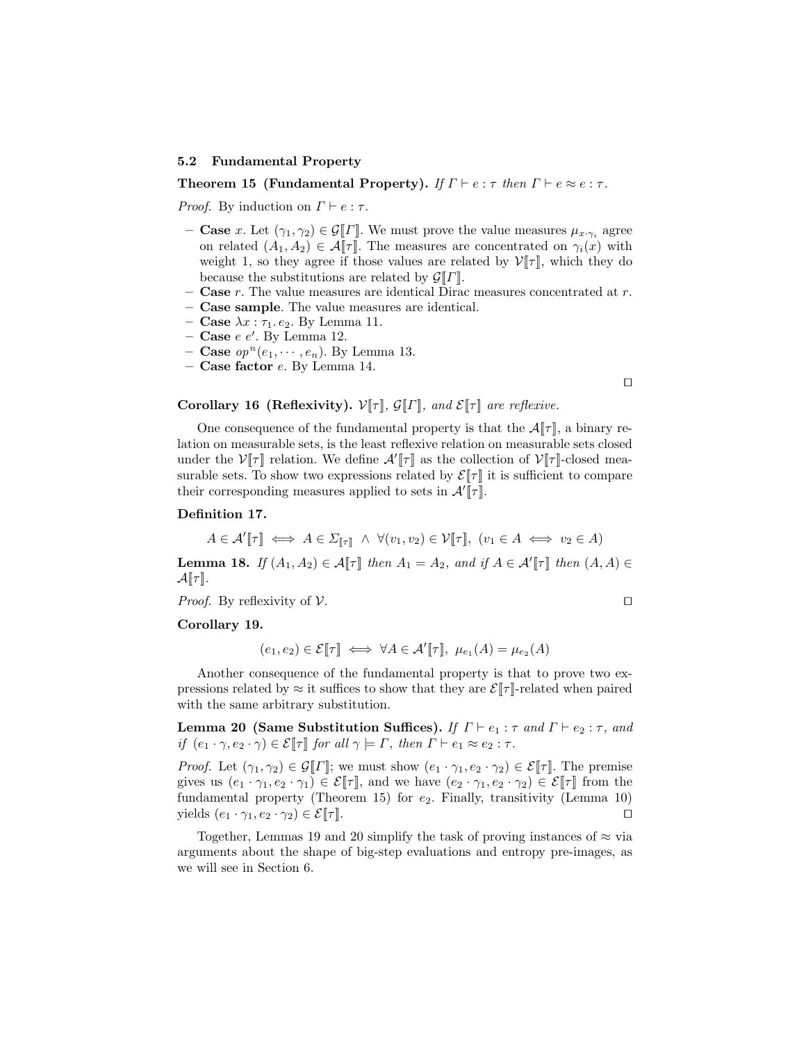### 5.2 Fundamental Property

**Theorem 15 (Fundamental Property).** *If $\Gamma \vdash e : \tau$ then $\Gamma \vdash e \approx e : \tau$.*

*Proof.* By induction on $\Gamma \vdash e : \tau$.

- **Case** $x$. Let $(\gamma_1, \gamma_2) \in \mathcal{G}[\![\Gamma]\!]$. We must prove the value measures $\mu_{x \cdot \gamma_i}$ agree on related $(A_1, A_2) \in \mathcal{A}[\![\tau]\!]$. The measures are concentrated on $\gamma_i(x)$ with weight 1, so they agree if those values are related by $\mathcal{V}[\![\tau]\!]$, which they do because the substitutions are related by $\mathcal{G}[\![\Gamma]\!]$.
- **Case** $r$. The value measures are identical Dirac measures concentrated at $r$.
- **Case sample**. The value measures are identical.
- **Case** $\lambda x : \tau_1 . e_2$. By Lemma 11.
- **Case** $e\ e'$. By Lemma 12.
- **Case** $op^n(e_1, \cdots, e_n)$. By Lemma 13.
- **Case factor** $e$. By Lemma 14.

□

**Corollary 16 (Reflexivity).** *$\mathcal{V}[\![\tau]\!]$, $\mathcal{G}[\![\Gamma]\!]$, and $\mathcal{E}[\![\tau]\!]$ are reflexive.*

One consequence of the fundamental property is that the $\mathcal{A}[\![\tau]\!]$, a binary relation on measurable sets, is the least reflexive relation on measurable sets closed under the $\mathcal{V}[\![\tau]\!]$ relation. We define $\mathcal{A}'[\![\tau]\!]$ as the collection of $\mathcal{V}[\![\tau]\!]$-closed measurable sets. To show two expressions related by $\mathcal{E}[\![\tau]\!]$ it is sufficient to compare their corresponding measures applied to sets in $\mathcal{A}'[\![\tau]\!]$.

**Definition 17.**

$$A \in \mathcal{A}'[\![\tau]\!] \iff A \in \Sigma_{[\![\tau]\!]} \ \wedge \ \forall (v_1, v_2) \in \mathcal{V}[\![\tau]\!],\ (v_1 \in A \iff v_2 \in A)$$

**Lemma 18.** *If $(A_1, A_2) \in \mathcal{A}[\![\tau]\!]$ then $A_1 = A_2$, and if $A \in \mathcal{A}'[\![\tau]\!]$ then $(A, A) \in \mathcal{A}[\![\tau]\!]$.*

*Proof.* By reflexivity of $\mathcal{V}$. □

**Corollary 19.**

$$(e_1, e_2) \in \mathcal{E}[\![\tau]\!] \iff \forall A \in \mathcal{A}'[\![\tau]\!],\ \mu_{e_1}(A) = \mu_{e_2}(A)$$

Another consequence of the fundamental property is that to prove two expressions related by $\approx$ it suffices to show that they are $\mathcal{E}[\![\tau]\!]$-related when paired with the same arbitrary substitution.

**Lemma 20 (Same Substitution Suffices).** *If $\Gamma \vdash e_1 : \tau$ and $\Gamma \vdash e_2 : \tau$, and if $(e_1 \cdot \gamma, e_2 \cdot \gamma) \in \mathcal{E}[\![\tau]\!]$ for all $\gamma \models \Gamma$, then $\Gamma \vdash e_1 \approx e_2 : \tau$.*

*Proof.* Let $(\gamma_1, \gamma_2) \in \mathcal{G}[\![\Gamma]\!]$; we must show $(e_1 \cdot \gamma_1, e_2 \cdot \gamma_2) \in \mathcal{E}[\![\tau]\!]$. The premise gives us $(e_1 \cdot \gamma_1, e_2 \cdot \gamma_1) \in \mathcal{E}[\![\tau]\!]$, and we have $(e_2 \cdot \gamma_1, e_2 \cdot \gamma_2) \in \mathcal{E}[\![\tau]\!]$ from the fundamental property (Theorem 15) for $e_2$. Finally, transitivity (Lemma 10) yields $(e_1 \cdot \gamma_1, e_2 \cdot \gamma_2) \in \mathcal{E}[\![\tau]\!]$. □

Together, Lemmas 19 and 20 simplify the task of proving instances of $\approx$ via arguments about the shape of big-step evaluations and entropy pre-images, as we will see in Section 6.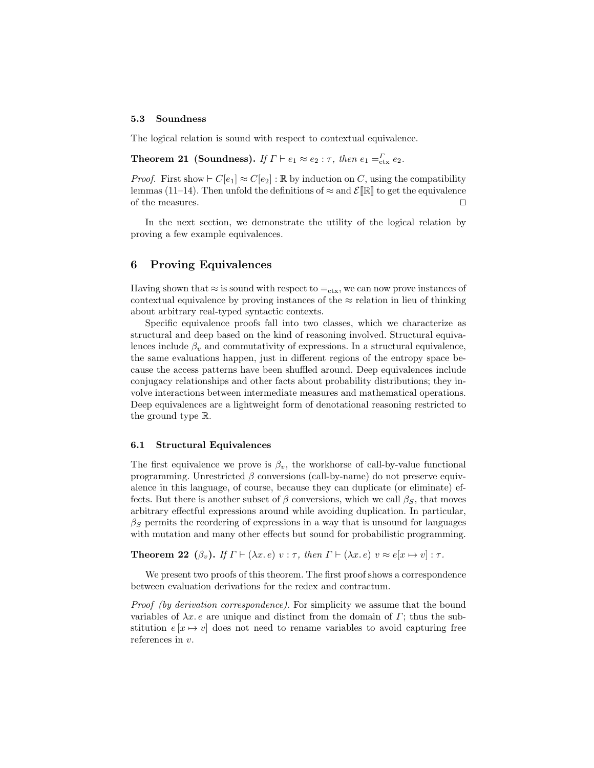### 5.3 Soundness

The logical relation is sound with respect to contextual equivalence.

**Theorem 21 (Soundness).** *If $\Gamma \vdash e_1 \approx e_2 : \tau$, then $e_1 =^{\Gamma}_{\text{ctx}} e_2$.*

*Proof.* First show $\vdash C[e_1] \approx C[e_2] : \mathbb{R}$ by induction on $C$, using the compatibility lemmas (11–14). Then unfold the definitions of $\approx$ and $\mathcal{E}[\![\mathbb{R}]\!]$ to get the equivalence of the measures. ◻

In the next section, we demonstrate the utility of the logical relation by proving a few example equivalences.

## 6 Proving Equivalences

Having shown that $\approx$ is sound with respect to $=_{\text{ctx}}$, we can now prove instances of contextual equivalence by proving instances of the $\approx$ relation in lieu of thinking about arbitrary real-typed syntactic contexts.

Specific equivalence proofs fall into two classes, which we characterize as structural and deep based on the kind of reasoning involved. Structural equivalences include $\beta_v$ and commutativity of expressions. In a structural equivalence, the same evaluations happen, just in different regions of the entropy space because the access patterns have been shuffled around. Deep equivalences include conjugacy relationships and other facts about probability distributions; they involve interactions between intermediate measures and mathematical operations. Deep equivalences are a lightweight form of denotational reasoning restricted to the ground type $\mathbb{R}$.

### 6.1 Structural Equivalences

The first equivalence we prove is $\beta_v$, the workhorse of call-by-value functional programming. Unrestricted $\beta$ conversions (call-by-name) do not preserve equivalence in this language, of course, because they can duplicate (or eliminate) effects. But there is another subset of $\beta$ conversions, which we call $\beta_S$, that moves arbitrary effectful expressions around while avoiding duplication. In particular, $\beta_S$ permits the reordering of expressions in a way that is unsound for languages with mutation and many other effects but sound for probabilistic programming.

**Theorem 22 ($\beta_v$).** *If $\Gamma \vdash (\lambda x.\, e)\ v : \tau$, then $\Gamma \vdash (\lambda x.\, e)\ v \approx e[x \mapsto v] : \tau$.*

We present two proofs of this theorem. The first proof shows a correspondence between evaluation derivations for the redex and contractum.

*Proof (by derivation correspondence).* For simplicity we assume that the bound variables of $\lambda x.\, e$ are unique and distinct from the domain of $\Gamma$; thus the substitution $e\,[x \mapsto v]$ does not need to rename variables to avoid capturing free references in $v$.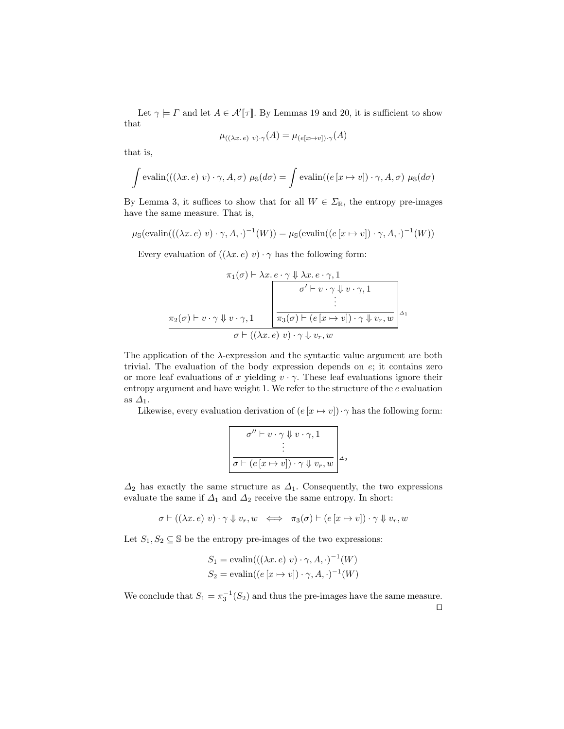Let $\gamma \models \Gamma$ and let $A \in \mathcal{A}'[\![\tau]\!]$. By Lemmas 19 and 20, it is sufficient to show that

$$\mu_{((\lambda x.\, e)\ v)\cdot\gamma}(A) = \mu_{(e[x\mapsto v])\cdot\gamma}(A)$$

that is,

$$\int \text{evalin}(((\lambda x.\, e)\ v)\cdot\gamma, A, \sigma)\ \mu_{\mathbb{S}}(d\sigma) = \int \text{evalin}((e\,[x \mapsto v])\cdot\gamma, A, \sigma)\ \mu_{\mathbb{S}}(d\sigma)$$

By Lemma 3, it suffices to show that for all $W \in \Sigma_{\mathbb{R}}$, the entropy pre-images have the same measure. That is,

$$\mu_{\mathbb{S}}(\text{evalin}(((\lambda x.\, e)\ v)\cdot\gamma, A, \cdot)^{-1}(W)) = \mu_{\mathbb{S}}(\text{evalin}((e\,[x \mapsto v])\cdot\gamma, A, \cdot)^{-1}(W))$$

Every evaluation of $((\lambda x.\, e)\ v)\cdot\gamma$ has the following form:

$$\dfrac{\pi_1(\sigma) \vdash \lambda x.\, e\cdot\gamma \Downarrow \lambda x.\, e\cdot\gamma, 1 \qquad \pi_2(\sigma) \vdash v\cdot\gamma \Downarrow v\cdot\gamma, 1 \qquad \boxed{\dfrac{\sigma' \vdash v\cdot\gamma \Downarrow v\cdot\gamma, 1 \\ \vdots}{\pi_3(\sigma) \vdash (e\,[x\mapsto v])\cdot\gamma \Downarrow v_r, w}}^{\,\Delta_1}}{\sigma \vdash ((\lambda x.\, e)\ v)\cdot\gamma \Downarrow v_r, w}$$

The application of the $\lambda$-expression and the syntactic value argument are both trivial. The evaluation of the body expression depends on $e$; it contains zero or more leaf evaluations of $x$ yielding $v\cdot\gamma$. These leaf evaluations ignore their entropy argument and have weight 1. We refer to the structure of the $e$ evaluation as $\Delta_1$.

Likewise, every evaluation derivation of $(e\,[x\mapsto v])\cdot\gamma$ has the following form:

$$\boxed{\dfrac{\sigma'' \vdash v\cdot\gamma \Downarrow v\cdot\gamma, 1 \\ \vdots}{\sigma \vdash (e\,[x\mapsto v])\cdot\gamma \Downarrow v_r, w}}^{\,\Delta_2}$$

$\Delta_2$ has exactly the same structure as $\Delta_1$. Consequently, the two expressions evaluate the same if $\Delta_1$ and $\Delta_2$ receive the same entropy. In short:

$$\sigma \vdash ((\lambda x.\, e)\ v)\cdot\gamma \Downarrow v_r, w \iff \pi_3(\sigma) \vdash (e\,[x\mapsto v])\cdot\gamma \Downarrow v_r, w$$

Let $S_1, S_2 \subseteq \mathbb{S}$ be the entropy pre-images of the two expressions:

$$S_1 = \text{evalin}(((\lambda x.\, e)\ v)\cdot\gamma, A, \cdot)^{-1}(W)$$
$$S_2 = \text{evalin}((e\,[x\mapsto v])\cdot\gamma, A, \cdot)^{-1}(W)$$

We conclude that $S_1 = \pi_3^{-1}(S_2)$ and thus the pre-images have the same measure. □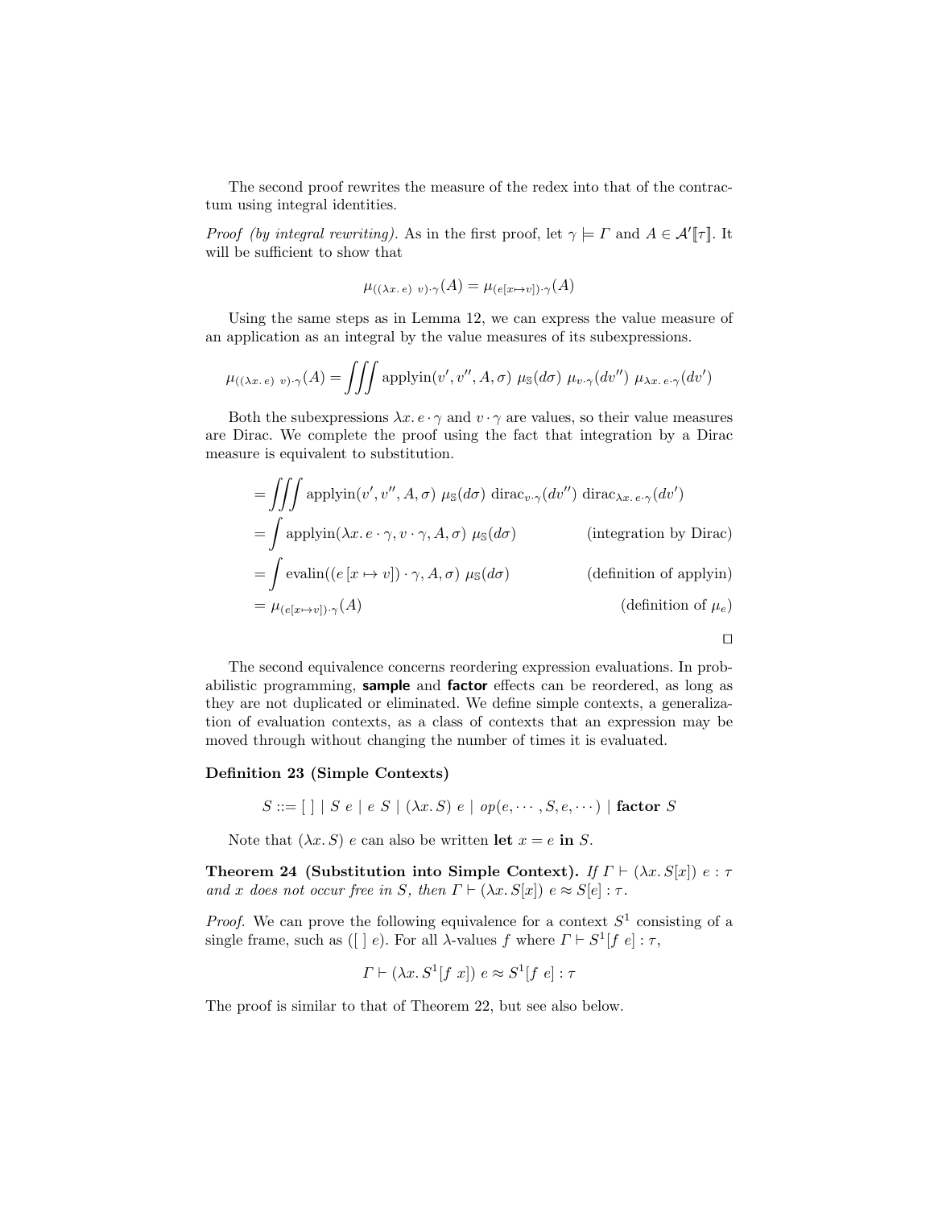The second proof rewrites the measure of the redex into that of the contractum using integral identities.

*Proof (by integral rewriting).* As in the first proof, let $\gamma \models \Gamma$ and $A \in \mathcal{A}'[\![\tau]\!]$. It will be sufficient to show that

$$\mu_{((\lambda x.\, e)\ v)\cdot\gamma}(A) = \mu_{(e[x\mapsto v])\cdot\gamma}(A)$$

Using the same steps as in Lemma 12, we can express the value measure of an application as an integral by the value measures of its subexpressions.

$$\mu_{((\lambda x.\, e)\ v)\cdot\gamma}(A) = \iiint \text{applyin}(v', v'', A, \sigma)\ \mu_{\mathbb{S}}(d\sigma)\ \mu_{v\cdot\gamma}(dv'')\ \mu_{\lambda x.\, e\cdot\gamma}(dv')$$

Both the subexpressions $\lambda x.\, e \cdot \gamma$ and $v \cdot \gamma$ are values, so their value measures are Dirac. We complete the proof using the fact that integration by a Dirac measure is equivalent to substitution.

$$
\begin{aligned}
&= \iiint \text{applyin}(v', v'', A, \sigma)\ \mu_{\mathbb{S}}(d\sigma)\ \text{dirac}_{v\cdot\gamma}(dv'')\ \text{dirac}_{\lambda x.\, e\cdot\gamma}(dv') \\
&= \int \text{applyin}(\lambda x.\, e \cdot \gamma, v \cdot \gamma, A, \sigma)\ \mu_{\mathbb{S}}(d\sigma) && \text{(integration by Dirac)} \\
&= \int \text{evalin}((e\,[x \mapsto v]) \cdot \gamma, A, \sigma)\ \mu_{\mathbb{S}}(d\sigma) && \text{(definition of applyin)} \\
&= \mu_{(e[x\mapsto v])\cdot\gamma}(A) && \text{(definition of } \mu_e\text{)}
\end{aligned}
$$

□

The second equivalence concerns reordering expression evaluations. In probabilistic programming, **sample** and **factor** effects can be reordered, as long as they are not duplicated or eliminated. We define simple contexts, a generalization of evaluation contexts, as a class of contexts that an expression may be moved through without changing the number of times it is evaluated.

**Definition 23 (Simple Contexts)**

$$S ::= [\ ] \mid S\ e \mid e\ S \mid (\lambda x.\, S)\ e \mid op(e, \cdots, S, e, \cdots) \mid \textbf{factor}\ S$$

Note that $(\lambda x.\, S)\ e$ can also be written **let** $x = e$ **in** $S$.

**Theorem 24 (Substitution into Simple Context).** *If $\Gamma \vdash (\lambda x.\, S[x])\ e : \tau$ and $x$ does not occur free in $S$, then $\Gamma \vdash (\lambda x.\, S[x])\ e \approx S[e] : \tau$.*

*Proof.* We can prove the following equivalence for a context $S^1$ consisting of a single frame, such as $([\ ]\ e)$. For all $\lambda$-values $f$ where $\Gamma \vdash S^1[f\ e] : \tau$,

$$\Gamma \vdash (\lambda x.\, S^1[f\ x])\ e \approx S^1[f\ e] : \tau$$

The proof is similar to that of Theorem 22, but see also below.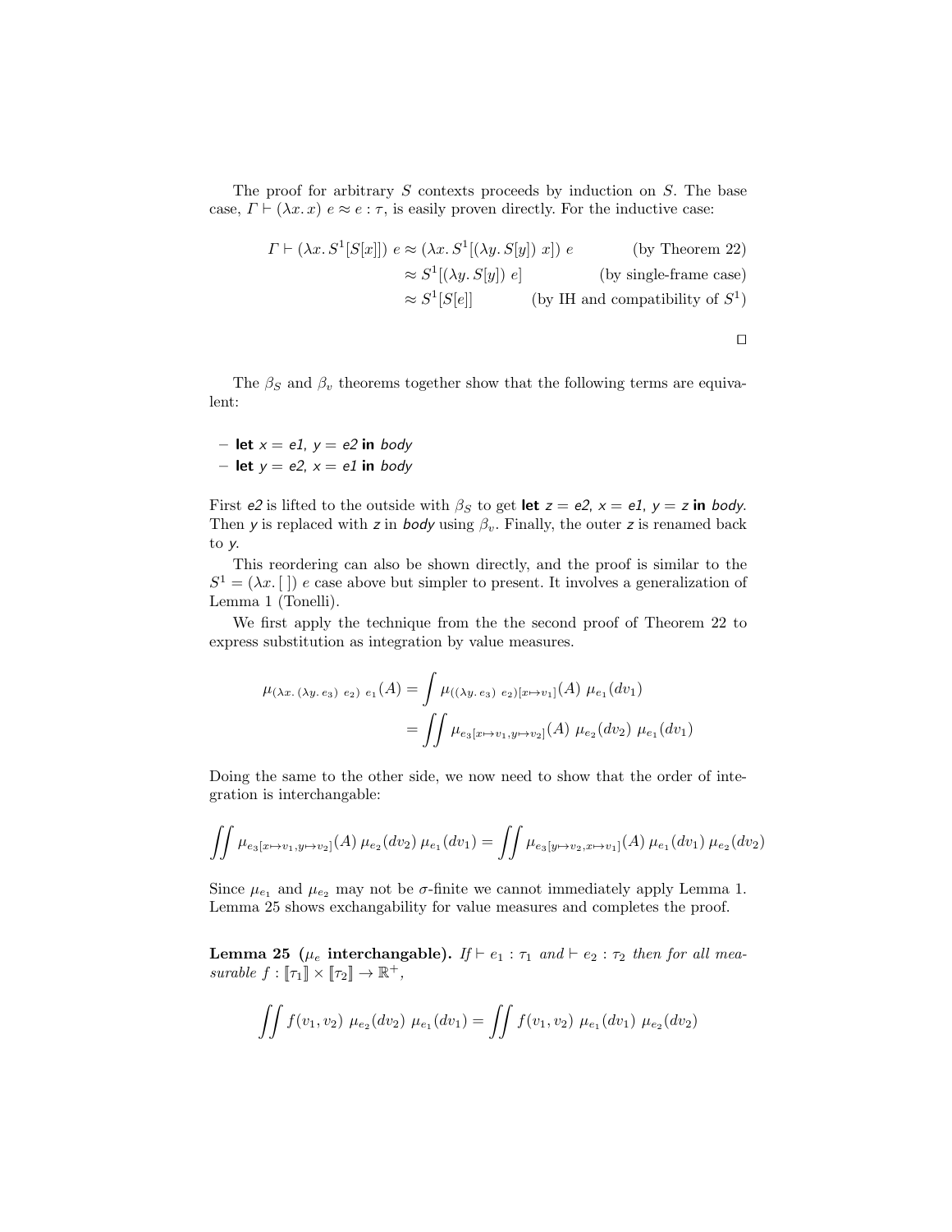The proof for arbitrary $S$ contexts proceeds by induction on $S$. The base case, $\Gamma \vdash (\lambda x.\, x)\ e \approx e : \tau$, is easily proven directly. For the inductive case:

$$
\begin{aligned}
\Gamma \vdash (\lambda x.\, S^1[S[x]])\ e &\approx (\lambda x.\, S^1[(\lambda y.\, S[y])\ x])\ e && \text{(by Theorem 22)}\\
&\approx S^1[(\lambda y.\, S[y])\ e] && \text{(by single-frame case)}\\
&\approx S^1[S[e]] && \text{(by IH and compatibility of } S^1\text{)}
\end{aligned}
$$

□

The $\beta_S$ and $\beta_v$ theorems together show that the following terms are equivalent:

- **let** *x* = *e1*, *y* = *e2* **in** *body*
- **let** *y* = *e2*, *x* = *e1* **in** *body*

First *e2* is lifted to the outside with $\beta_S$ to get **let** *z* = *e2*, *x* = *e1*, *y* = *z* **in** *body*. Then *y* is replaced with *z* in *body* using $\beta_v$. Finally, the outer *z* is renamed back to *y*.

This reordering can also be shown directly, and the proof is similar to the $S^1 = (\lambda x.\, [\,])\ e$ case above but simpler to present. It involves a generalization of Lemma 1 (Tonelli).

We first apply the technique from the the second proof of Theorem 22 to express substitution as integration by value measures.

$$
\begin{aligned}
\mu_{(\lambda x.\, (\lambda y.\, e_3)\ e_2)\ e_1}(A) &= \int \mu_{((\lambda y.\, e_3)\ e_2)[x \mapsto v_1]}(A)\ \mu_{e_1}(dv_1)\\
&= \iint \mu_{e_3[x \mapsto v_1, y \mapsto v_2]}(A)\ \mu_{e_2}(dv_2)\ \mu_{e_1}(dv_1)
\end{aligned}
$$

Doing the same to the other side, we now need to show that the order of integration is interchangable:

$$
\iint \mu_{e_3[x \mapsto v_1, y \mapsto v_2]}(A)\ \mu_{e_2}(dv_2)\ \mu_{e_1}(dv_1) = \iint \mu_{e_3[y \mapsto v_2, x \mapsto v_1]}(A)\ \mu_{e_1}(dv_1)\ \mu_{e_2}(dv_2)
$$

Since $\mu_{e_1}$ and $\mu_{e_2}$ may not be $\sigma$-finite we cannot immediately apply Lemma 1. Lemma 25 shows exchangability for value measures and completes the proof.

**Lemma 25 ($\mu_e$ interchangable).** *If $\vdash e_1 : \tau_1$ and $\vdash e_2 : \tau_2$ then for all measurable $f : [\![\tau_1]\!] \times [\![\tau_2]\!] \to \mathbb{R}^+$,*

$$
\iint f(v_1, v_2)\ \mu_{e_2}(dv_2)\ \mu_{e_1}(dv_1) = \iint f(v_1, v_2)\ \mu_{e_1}(dv_1)\ \mu_{e_2}(dv_2)
$$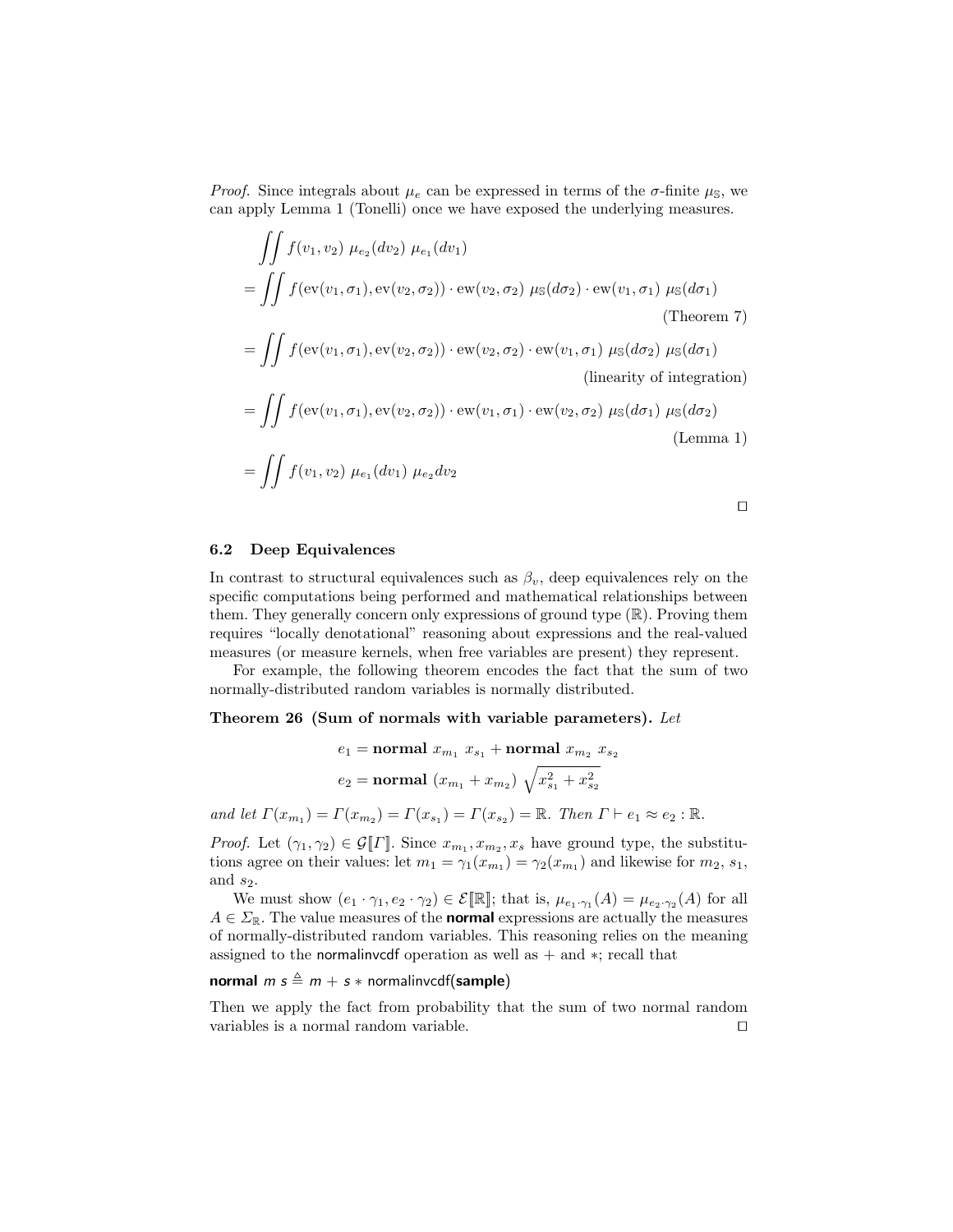*Proof.* Since integrals about $\mu_e$ can be expressed in terms of the $\sigma$-finite $\mu_{\mathbb{S}}$, we can apply Lemma 1 (Tonelli) once we have exposed the underlying measures.

$$
\begin{aligned}
&\iint f(v_1, v_2)\ \mu_{e_2}(dv_2)\ \mu_{e_1}(dv_1) \\
&= \iint f(\mathrm{ev}(v_1, \sigma_1), \mathrm{ev}(v_2, \sigma_2)) \cdot \mathrm{ew}(v_2, \sigma_2)\ \mu_{\mathbb{S}}(d\sigma_2) \cdot \mathrm{ew}(v_1, \sigma_1)\ \mu_{\mathbb{S}}(d\sigma_1) \\
&\hspace{25em} \text{(Theorem 7)} \\
&= \iint f(\mathrm{ev}(v_1, \sigma_1), \mathrm{ev}(v_2, \sigma_2)) \cdot \mathrm{ew}(v_2, \sigma_2) \cdot \mathrm{ew}(v_1, \sigma_1)\ \mu_{\mathbb{S}}(d\sigma_2)\ \mu_{\mathbb{S}}(d\sigma_1) \\
&\hspace{20em} \text{(linearity of integration)} \\
&= \iint f(\mathrm{ev}(v_1, \sigma_1), \mathrm{ev}(v_2, \sigma_2)) \cdot \mathrm{ew}(v_1, \sigma_1) \cdot \mathrm{ew}(v_2, \sigma_2)\ \mu_{\mathbb{S}}(d\sigma_1)\ \mu_{\mathbb{S}}(d\sigma_2) \\
&\hspace{25em} \text{(Lemma 1)} \\
&= \iint f(v_1, v_2)\ \mu_{e_1}(dv_1)\ \mu_{e_2} dv_2
\end{aligned}
$$

□

### 6.2 Deep Equivalences

In contrast to structural equivalences such as $\beta_v$, deep equivalences rely on the specific computations being performed and mathematical relationships between them. They generally concern only expressions of ground type ($\mathbb{R}$). Proving them requires "locally denotational" reasoning about expressions and the real-valued measures (or measure kernels, when free variables are present) they represent.

For example, the following theorem encodes the fact that the sum of two normally-distributed random variables is normally distributed.

**Theorem 26 (Sum of normals with variable parameters).** *Let*

$$
\begin{aligned}
e_1 &= \textbf{normal}\ x_{m_1}\ x_{s_1} + \textbf{normal}\ x_{m_2}\ x_{s_2} \\
e_2 &= \textbf{normal}\ (x_{m_1} + x_{m_2})\ \sqrt{x_{s_1}^2 + x_{s_2}^2}
\end{aligned}
$$

*and let* $\Gamma(x_{m_1}) = \Gamma(x_{m_2}) = \Gamma(x_{s_1}) = \Gamma(x_{s_2}) = \mathbb{R}$*. Then* $\Gamma \vdash e_1 \approx e_2 : \mathbb{R}$*.*

*Proof.* Let $(\gamma_1, \gamma_2) \in \mathcal{G}[\![\Gamma]\!]$. Since $x_{m_1}, x_{m_2}, x_s$ have ground type, the substitutions agree on their values: let $m_1 = \gamma_1(x_{m_1}) = \gamma_2(x_{m_1})$ and likewise for $m_2$, $s_1$, and $s_2$.

We must show $(e_1 \cdot \gamma_1, e_2 \cdot \gamma_2) \in \mathcal{E}[\![\mathbb{R}]\!]$; that is, $\mu_{e_1 \cdot \gamma_1}(A) = \mu_{e_2 \cdot \gamma_2}(A)$ for all $A \in \Sigma_{\mathbb{R}}$. The value measures of the **normal** expressions are actually the measures of normally-distributed random variables. This reasoning relies on the meaning assigned to the normalinvcdf operation as well as $+$ and $*$; recall that

**normal** $m\ s \triangleq m + s *$ normalinvcdf(**sample**)

Then we apply the fact from probability that the sum of two normal random variables is a normal random variable. □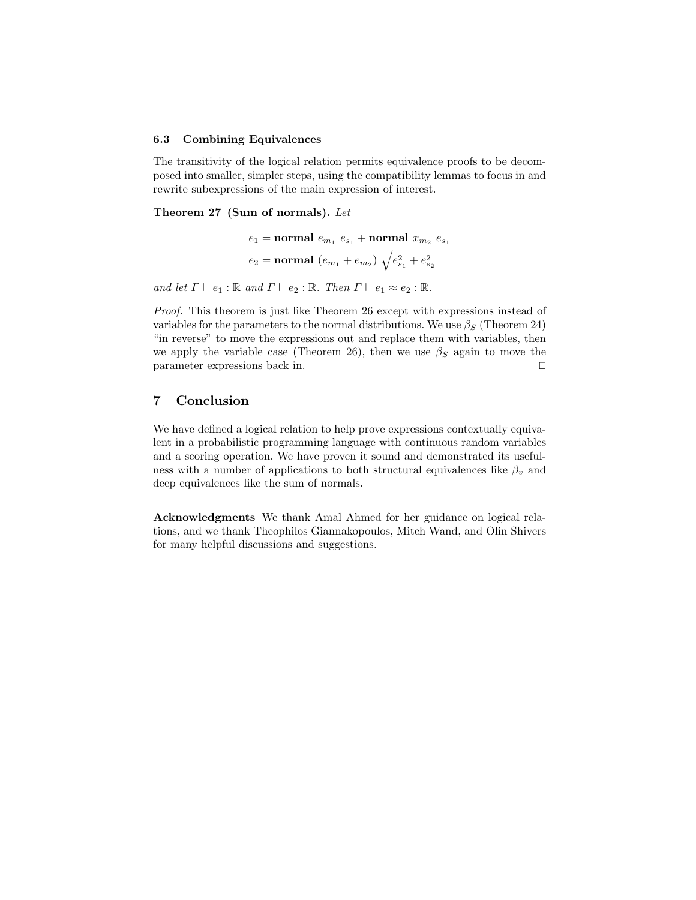### 6.3 Combining Equivalences

The transitivity of the logical relation permits equivalence proofs to be decomposed into smaller, simpler steps, using the compatibility lemmas to focus in and rewrite subexpressions of the main expression of interest.

**Theorem 27 (Sum of normals).** *Let*

$$e_1 = \textbf{normal } e_{m_1} \ e_{s_1} + \textbf{normal } x_{m_2} \ e_{s_1}$$
$$e_2 = \textbf{normal } (e_{m_1} + e_{m_2}) \ \sqrt{e_{s_1}^2 + e_{s_2}^2}$$

*and let* $\Gamma \vdash e_1 : \mathbb{R}$ *and* $\Gamma \vdash e_2 : \mathbb{R}$. *Then* $\Gamma \vdash e_1 \approx e_2 : \mathbb{R}$.

*Proof.* This theorem is just like Theorem 26 except with expressions instead of variables for the parameters to the normal distributions. We use $\beta_S$ (Theorem 24) "in reverse" to move the expressions out and replace them with variables, then we apply the variable case (Theorem 26), then we use $\beta_S$ again to move the parameter expressions back in. ◻

## 7 Conclusion

We have defined a logical relation to help prove expressions contextually equivalent in a probabilistic programming language with continuous random variables and a scoring operation. We have proven it sound and demonstrated its usefulness with a number of applications to both structural equivalences like $\beta_v$ and deep equivalences like the sum of normals.

**Acknowledgments** We thank Amal Ahmed for her guidance on logical relations, and we thank Theophilos Giannakopoulos, Mitch Wand, and Olin Shivers for many helpful discussions and suggestions.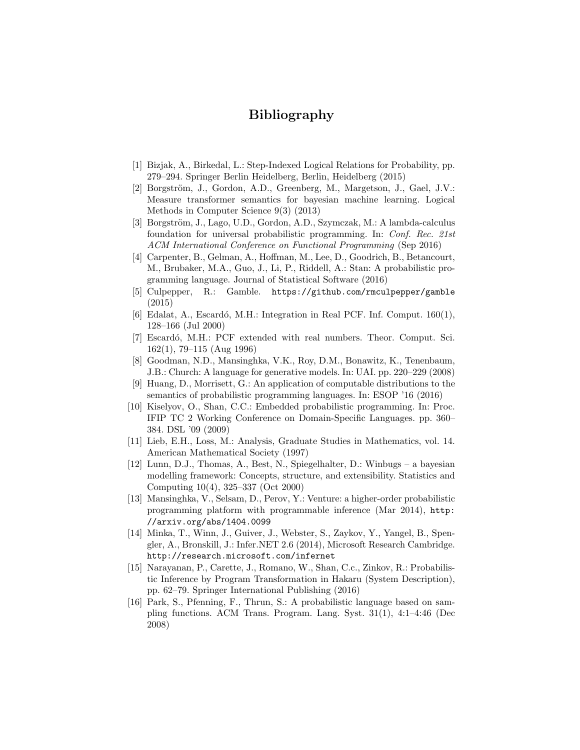# Bibliography

[1] Bizjak, A., Birkedal, L.: Step-Indexed Logical Relations for Probability, pp. 279–294. Springer Berlin Heidelberg, Berlin, Heidelberg (2015)

[2] Borgström, J., Gordon, A.D., Greenberg, M., Margetson, J., Gael, J.V.: Measure transformer semantics for bayesian machine learning. Logical Methods in Computer Science 9(3) (2013)

[3] Borgström, J., Lago, U.D., Gordon, A.D., Szymczak, M.: A lambda-calculus foundation for universal probabilistic programming. In: *Conf. Rec. 21st ACM International Conference on Functional Programming* (Sep 2016)

[4] Carpenter, B., Gelman, A., Hoffman, M., Lee, D., Goodrich, B., Betancourt, M., Brubaker, M.A., Guo, J., Li, P., Riddell, A.: Stan: A probabilistic programming language. Journal of Statistical Software (2016)

[5] Culpepper, R.: Gamble. `https://github.com/rmculpepper/gamble` (2015)

[6] Edalat, A., Escardó, M.H.: Integration in Real PCF. Inf. Comput. 160(1), 128–166 (Jul 2000)

[7] Escardó, M.H.: PCF extended with real numbers. Theor. Comput. Sci. 162(1), 79–115 (Aug 1996)

[8] Goodman, N.D., Mansinghka, V.K., Roy, D.M., Bonawitz, K., Tenenbaum, J.B.: Church: A language for generative models. In: UAI. pp. 220–229 (2008)

[9] Huang, D., Morrisett, G.: An application of computable distributions to the semantics of probabilistic programming languages. In: ESOP '16 (2016)

[10] Kiselyov, O., Shan, C.C.: Embedded probabilistic programming. In: Proc. IFIP TC 2 Working Conference on Domain-Specific Languages. pp. 360–384. DSL '09 (2009)

[11] Lieb, E.H., Loss, M.: Analysis, Graduate Studies in Mathematics, vol. 14. American Mathematical Society (1997)

[12] Lunn, D.J., Thomas, A., Best, N., Spiegelhalter, D.: Winbugs – a bayesian modelling framework: Concepts, structure, and extensibility. Statistics and Computing 10(4), 325–337 (Oct 2000)

[13] Mansinghka, V., Selsam, D., Perov, Y.: Venture: a higher-order probabilistic programming platform with programmable inference (Mar 2014), `http://arxiv.org/abs/1404.0099`

[14] Minka, T., Winn, J., Guiver, J., Webster, S., Zaykov, Y., Yangel, B., Spengler, A., Bronskill, J.: Infer.NET 2.6 (2014), Microsoft Research Cambridge. `http://research.microsoft.com/infernet`

[15] Narayanan, P., Carette, J., Romano, W., Shan, C.c., Zinkov, R.: Probabilistic Inference by Program Transformation in Hakaru (System Description), pp. 62–79. Springer International Publishing (2016)

[16] Park, S., Pfenning, F., Thrun, S.: A probabilistic language based on sampling functions. ACM Trans. Program. Lang. Syst. 31(1), 4:1–4:46 (Dec 2008)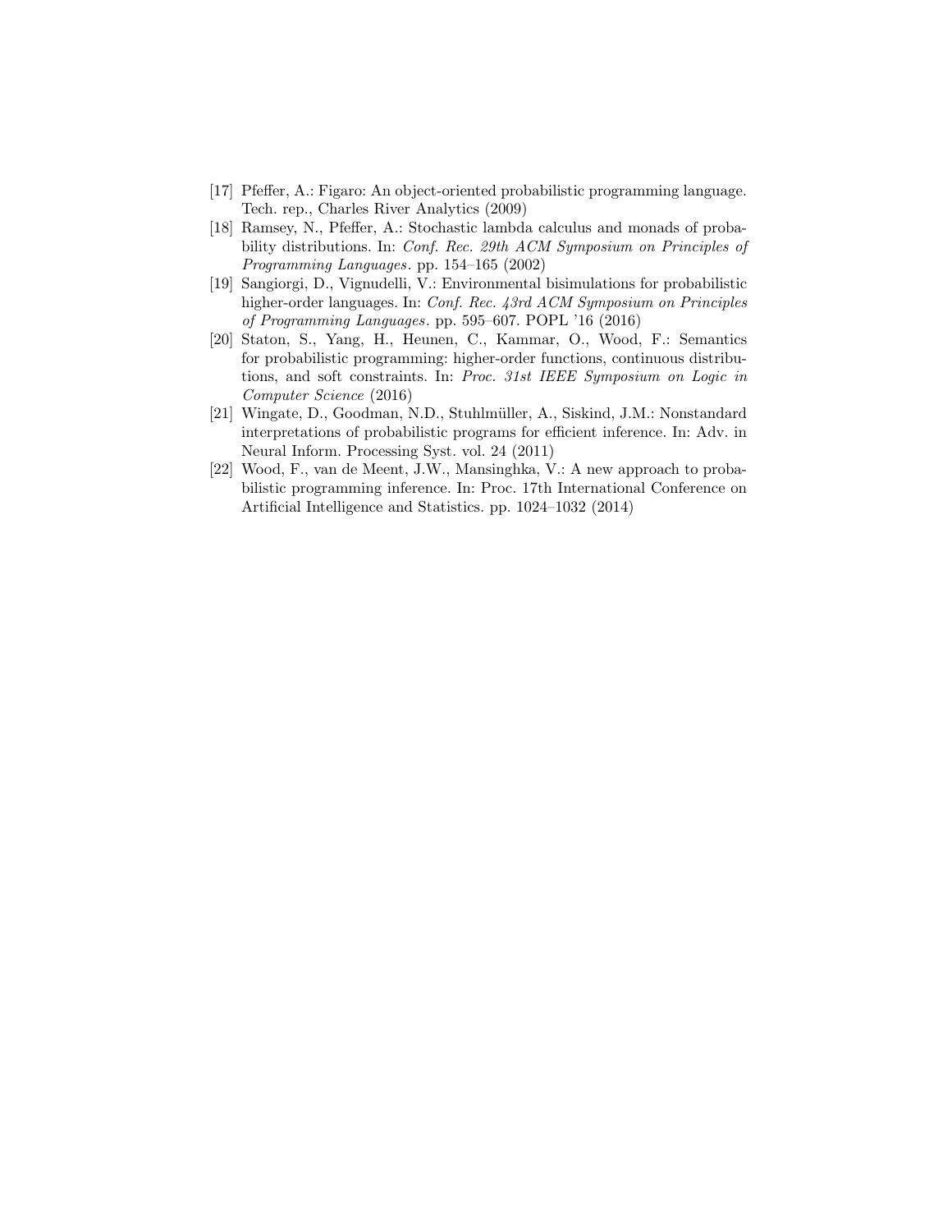[17] Pfeffer, A.: Figaro: An object-oriented probabilistic programming language. Tech. rep., Charles River Analytics (2009)

[18] Ramsey, N., Pfeffer, A.: Stochastic lambda calculus and monads of probability distributions. In: *Conf. Rec. 29th ACM Symposium on Principles of Programming Languages*. pp. 154–165 (2002)

[19] Sangiorgi, D., Vignudelli, V.: Environmental bisimulations for probabilistic higher-order languages. In: *Conf. Rec. 43rd ACM Symposium on Principles of Programming Languages*. pp. 595–607. POPL '16 (2016)

[20] Staton, S., Yang, H., Heunen, C., Kammar, O., Wood, F.: Semantics for probabilistic programming: higher-order functions, continuous distributions, and soft constraints. In: *Proc. 31st IEEE Symposium on Logic in Computer Science* (2016)

[21] Wingate, D., Goodman, N.D., Stuhlmüller, A., Siskind, J.M.: Nonstandard interpretations of probabilistic programs for efficient inference. In: Adv. in Neural Inform. Processing Syst. vol. 24 (2011)

[22] Wood, F., van de Meent, J.W., Mansinghka, V.: A new approach to probabilistic programming inference. In: Proc. 17th International Conference on Artificial Intelligence and Statistics. pp. 1024–1032 (2014)